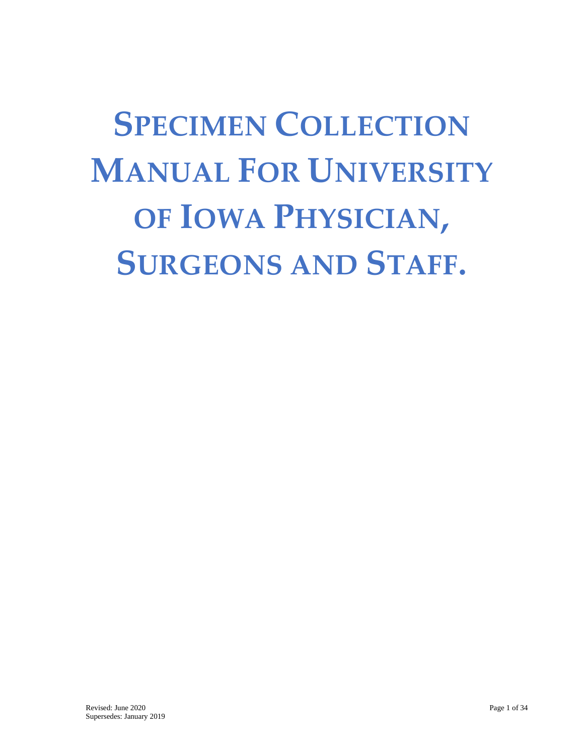# Specimen Collection Manual For University of Iowa Physician, Surgeons and Staff.

Revised: June 2020
Supersedes: January 2019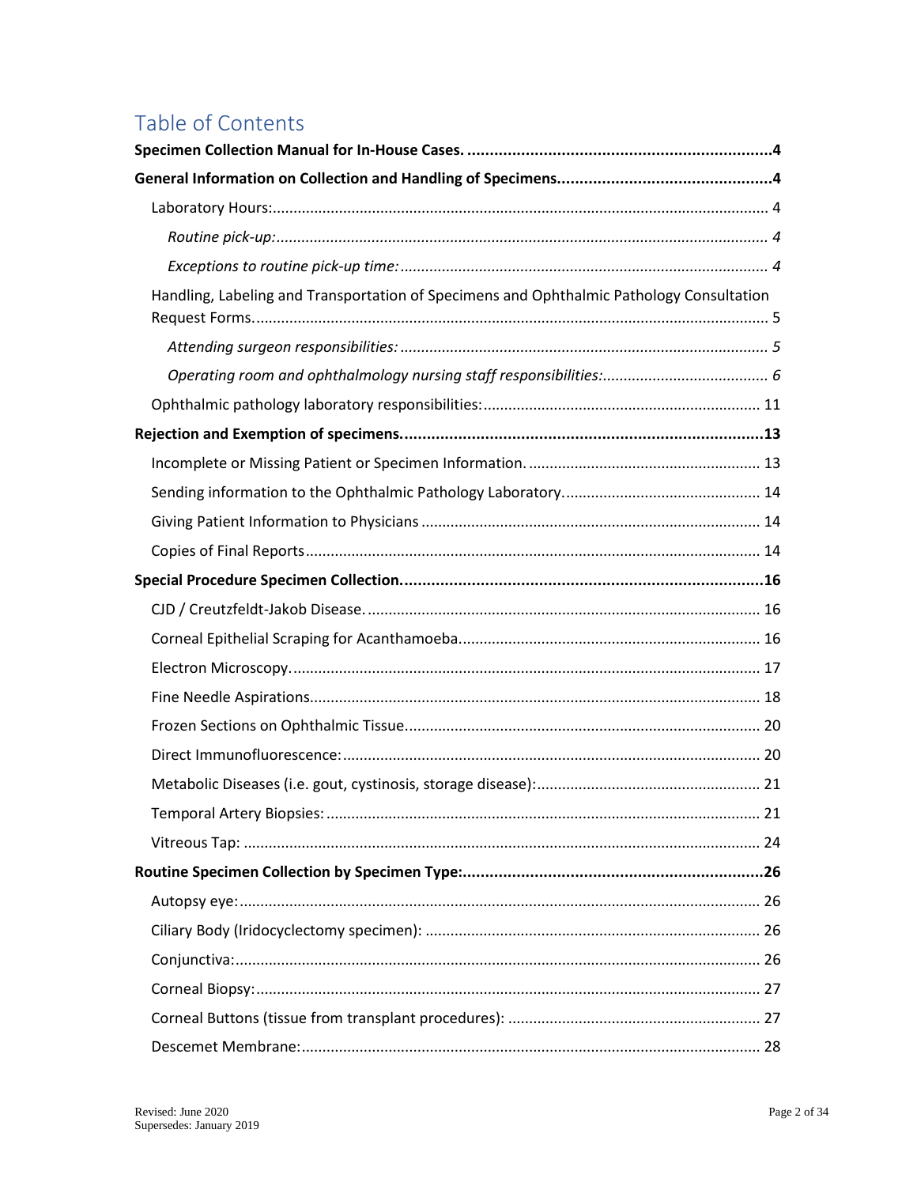# Table of Contents

**Specimen Collection Manual for In-House Cases. ....................................................................4**

**General Information on Collection and Handling of Specimens................................................4**

- Laboratory Hours:........................................................................................................................ 4
  - *Routine pick-up:....................................................................................................................... 4*
  - *Exceptions to routine pick-up time:........................................................................................ 4*
- Handling, Labeling and Transportation of Specimens and Ophthalmic Pathology Consultation Request Forms............................................................................................................................ 5
  - *Attending surgeon responsibilities:......................................................................................... 5*
  - *Operating room and ophthalmology nursing staff responsibilities:........................................ 6*
- Ophthalmic pathology laboratory responsibilities:................................................................... 11

**Rejection and Exemption of specimens.................................................................................13**

- Incomplete or Missing Patient or Specimen Information. ........................................................ 13
- Sending information to the Ophthalmic Pathology Laboratory................................................ 14
- Giving Patient Information to Physicians .................................................................................. 14
- Copies of Final Reports............................................................................................................. 14

**Special Procedure Specimen Collection.................................................................................16**

- CJD / Creutzfeldt-Jakob Disease.............................................................................................. 16
- Corneal Epithelial Scraping for Acanthamoeba......................................................................... 16
- Electron Microscopy.................................................................................................................. 17
- Fine Needle Aspirations............................................................................................................ 18
- Frozen Sections on Ophthalmic Tissue...................................................................................... 20
- Direct Immunofluorescence:..................................................................................................... 20
- Metabolic Diseases (i.e. gout, cystinosis, storage disease):...................................................... 21
- Temporal Artery Biopsies:......................................................................................................... 21
- Vitreous Tap: ............................................................................................................................ 24

**Routine Specimen Collection by Specimen Type:...................................................................26**

- Autopsy eye:............................................................................................................................. 26
- Ciliary Body (Iridocyclectomy specimen): ................................................................................ 26
- Conjunctiva:.............................................................................................................................. 26
- Corneal Biopsy:......................................................................................................................... 27
- Corneal Buttons (tissue from transplant procedures): ............................................................. 27
- Descemet Membrane:............................................................................................................... 28

Revised: June 2020
Supersedes: January 2019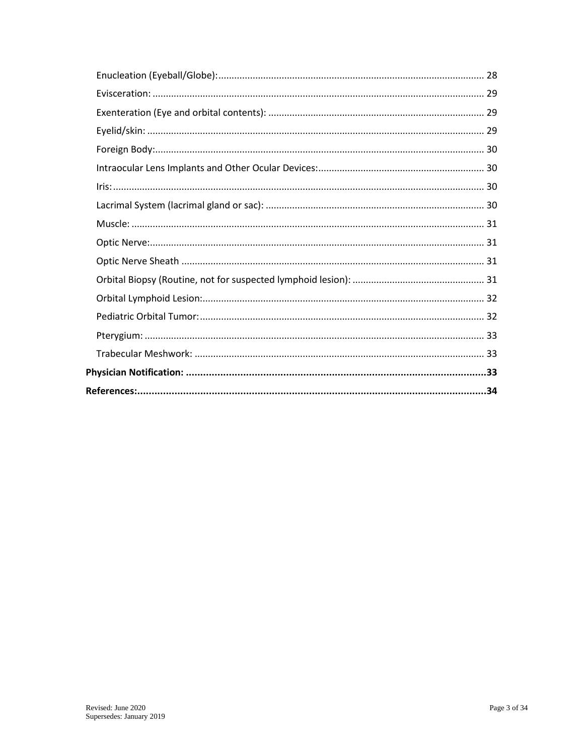Enucleation (Eyeball/Globe): 28

Evisceration: 29

Exenteration (Eye and orbital contents): 29

Eyelid/skin: 29

Foreign Body: 30

Intraocular Lens Implants and Other Ocular Devices: 30

Iris: 30

Lacrimal System (lacrimal gland or sac): 30

Muscle: 31

Optic Nerve: 31

Optic Nerve Sheath 31

Orbital Biopsy (Routine, not for suspected lymphoid lesion): 31

Orbital Lymphoid Lesion: 32

Pediatric Orbital Tumor: 32

Pterygium: 33

Trabecular Meshwork: 33

**Physician Notification: 33**

**References: 34**

Revised: June 2020
Supersedes: January 2019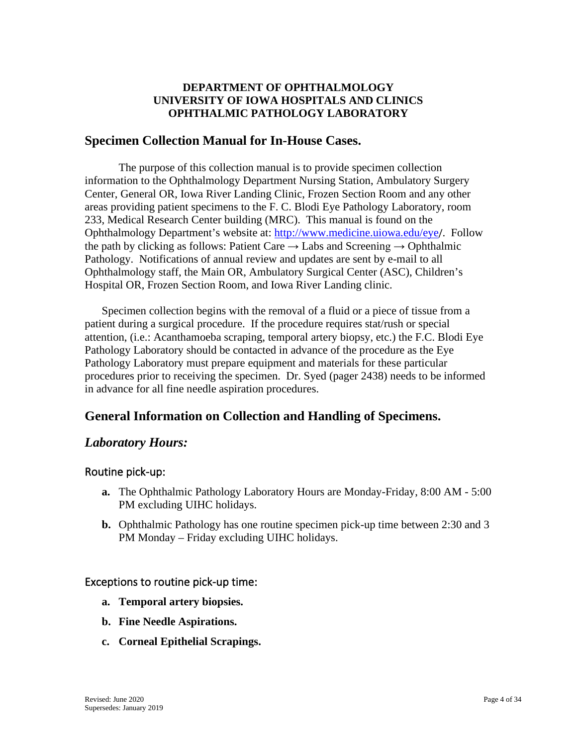**DEPARTMENT OF OPHTHALMOLOGY**
**UNIVERSITY OF IOWA HOSPITALS AND CLINICS**
**OPHTHALMIC PATHOLOGY LABORATORY**

## Specimen Collection Manual for In-House Cases.

The purpose of this collection manual is to provide specimen collection information to the Ophthalmology Department Nursing Station, Ambulatory Surgery Center, General OR, Iowa River Landing Clinic, Frozen Section Room and any other areas providing patient specimens to the F. C. Blodi Eye Pathology Laboratory, room 233, Medical Research Center building (MRC). This manual is found on the Ophthalmology Department's website at: [http://www.medicine.uiowa.edu/eye](http://www.medicine.uiowa.edu/eye)/. Follow the path by clicking as follows: Patient Care → Labs and Screening → Ophthalmic Pathology. Notifications of annual review and updates are sent by e-mail to all Ophthalmology staff, the Main OR, Ambulatory Surgical Center (ASC), Children's Hospital OR, Frozen Section Room, and Iowa River Landing clinic.

Specimen collection begins with the removal of a fluid or a piece of tissue from a patient during a surgical procedure. If the procedure requires stat/rush or special attention, (i.e.: Acanthamoeba scraping, temporal artery biopsy, etc.) the F.C. Blodi Eye Pathology Laboratory should be contacted in advance of the procedure as the Eye Pathology Laboratory must prepare equipment and materials for these particular procedures prior to receiving the specimen. Dr. Syed (pager 2438) needs to be informed in advance for all fine needle aspiration procedures.

## General Information on Collection and Handling of Specimens.

### *Laboratory Hours:*

#### Routine pick-up:

- **a.** The Ophthalmic Pathology Laboratory Hours are Monday-Friday, 8:00 AM - 5:00 PM excluding UIHC holidays.
- **b.** Ophthalmic Pathology has one routine specimen pick-up time between 2:30 and 3 PM Monday – Friday excluding UIHC holidays.

#### Exceptions to routine pick-up time:

- **a. Temporal artery biopsies.**
- **b. Fine Needle Aspirations.**
- **c. Corneal Epithelial Scrapings.**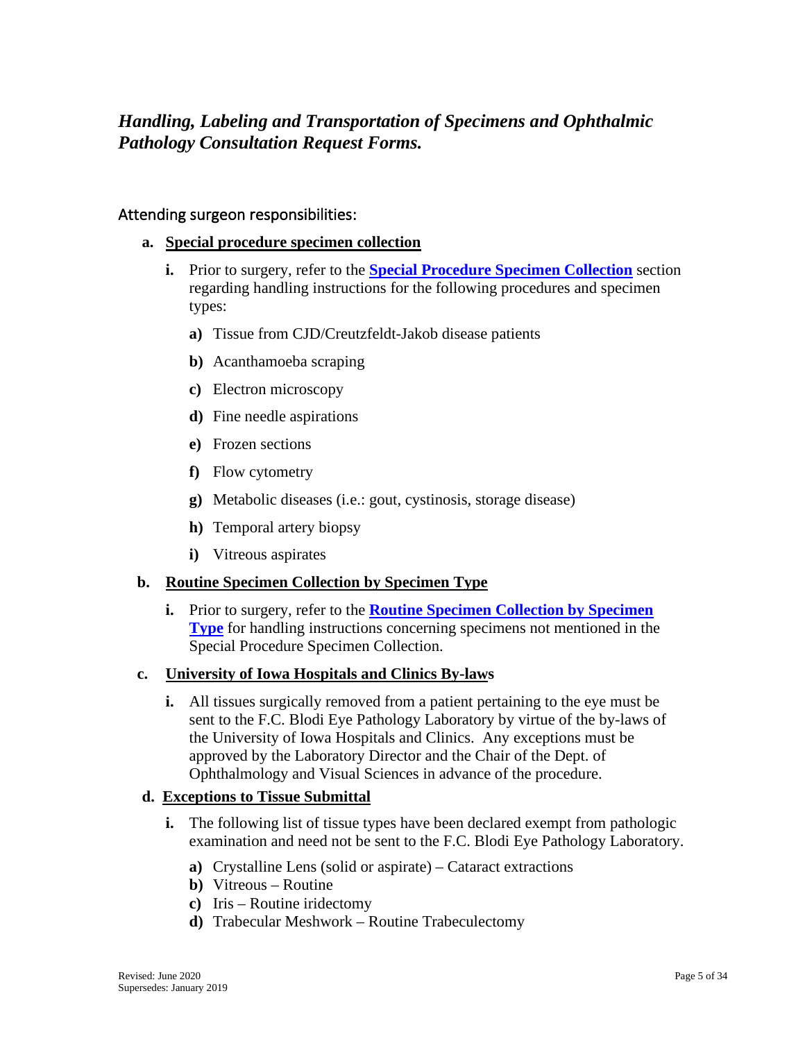## *Handling, Labeling and Transportation of Specimens and Ophthalmic Pathology Consultation Request Forms.*

### Attending surgeon responsibilities:

**a. Special procedure specimen collection**

**i.** Prior to surgery, refer to the **Special Procedure Specimen Collection** section regarding handling instructions for the following procedures and specimen types:

**a)** Tissue from CJD/Creutzfeldt-Jakob disease patients

**b)** Acanthamoeba scraping

**c)** Electron microscopy

**d)** Fine needle aspirations

**e)** Frozen sections

**f)** Flow cytometry

**g)** Metabolic diseases (i.e.: gout, cystinosis, storage disease)

**h)** Temporal artery biopsy

**i)** Vitreous aspirates

**b. Routine Specimen Collection by Specimen Type**

**i.** Prior to surgery, refer to the **Routine Specimen Collection by Specimen Type** for handling instructions concerning specimens not mentioned in the Special Procedure Specimen Collection.

**c. University of Iowa Hospitals and Clinics By-laws**

**i.** All tissues surgically removed from a patient pertaining to the eye must be sent to the F.C. Blodi Eye Pathology Laboratory by virtue of the by-laws of the University of Iowa Hospitals and Clinics. Any exceptions must be approved by the Laboratory Director and the Chair of the Dept. of Ophthalmology and Visual Sciences in advance of the procedure.

**d. Exceptions to Tissue Submittal**

**i.** The following list of tissue types have been declared exempt from pathologic examination and need not be sent to the F.C. Blodi Eye Pathology Laboratory.

**a)** Crystalline Lens (solid or aspirate) – Cataract extractions
**b)** Vitreous – Routine
**c)** Iris – Routine iridectomy
**d)** Trabecular Meshwork – Routine Trabeculectomy

Revised: June 2020
Supersedes: January 2019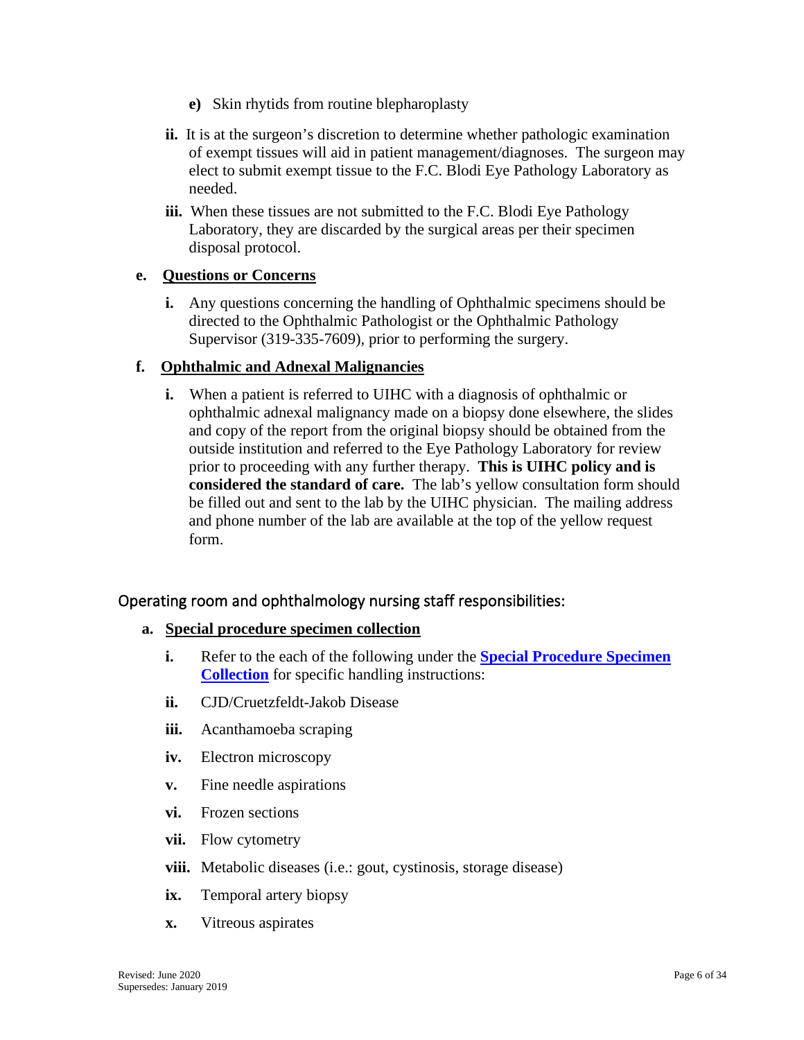- **e)** Skin rhytids from routine blepharoplasty

**ii.** It is at the surgeon's discretion to determine whether pathologic examination of exempt tissues will aid in patient management/diagnoses. The surgeon may elect to submit exempt tissue to the F.C. Blodi Eye Pathology Laboratory as needed.

**iii.** When these tissues are not submitted to the F.C. Blodi Eye Pathology Laboratory, they are discarded by the surgical areas per their specimen disposal protocol.

**e. <u>Questions or Concerns</u>**

**i.** Any questions concerning the handling of Ophthalmic specimens should be directed to the Ophthalmic Pathologist or the Ophthalmic Pathology Supervisor (319-335-7609), prior to performing the surgery.

**f. <u>Ophthalmic and Adnexal Malignancies</u>**

**i.** When a patient is referred to UIHC with a diagnosis of ophthalmic or ophthalmic adnexal malignancy made on a biopsy done elsewhere, the slides and copy of the report from the original biopsy should be obtained from the outside institution and referred to the Eye Pathology Laboratory for review prior to proceeding with any further therapy. **This is UIHC policy and is considered the standard of care.** The lab's yellow consultation form should be filled out and sent to the lab by the UIHC physician. The mailing address and phone number of the lab are available at the top of the yellow request form.

## Operating room and ophthalmology nursing staff responsibilities:

**a. <u>Special procedure specimen collection</u>**

**i.** Refer to the each of the following under the **Special Procedure Specimen Collection** for specific handling instructions:

**ii.** CJD/Cruetzfeldt-Jakob Disease

**iii.** Acanthamoeba scraping

**iv.** Electron microscopy

**v.** Fine needle aspirations

**vi.** Frozen sections

**vii.** Flow cytometry

**viii.** Metabolic diseases (i.e.: gout, cystinosis, storage disease)

**ix.** Temporal artery biopsy

**x.** Vitreous aspirates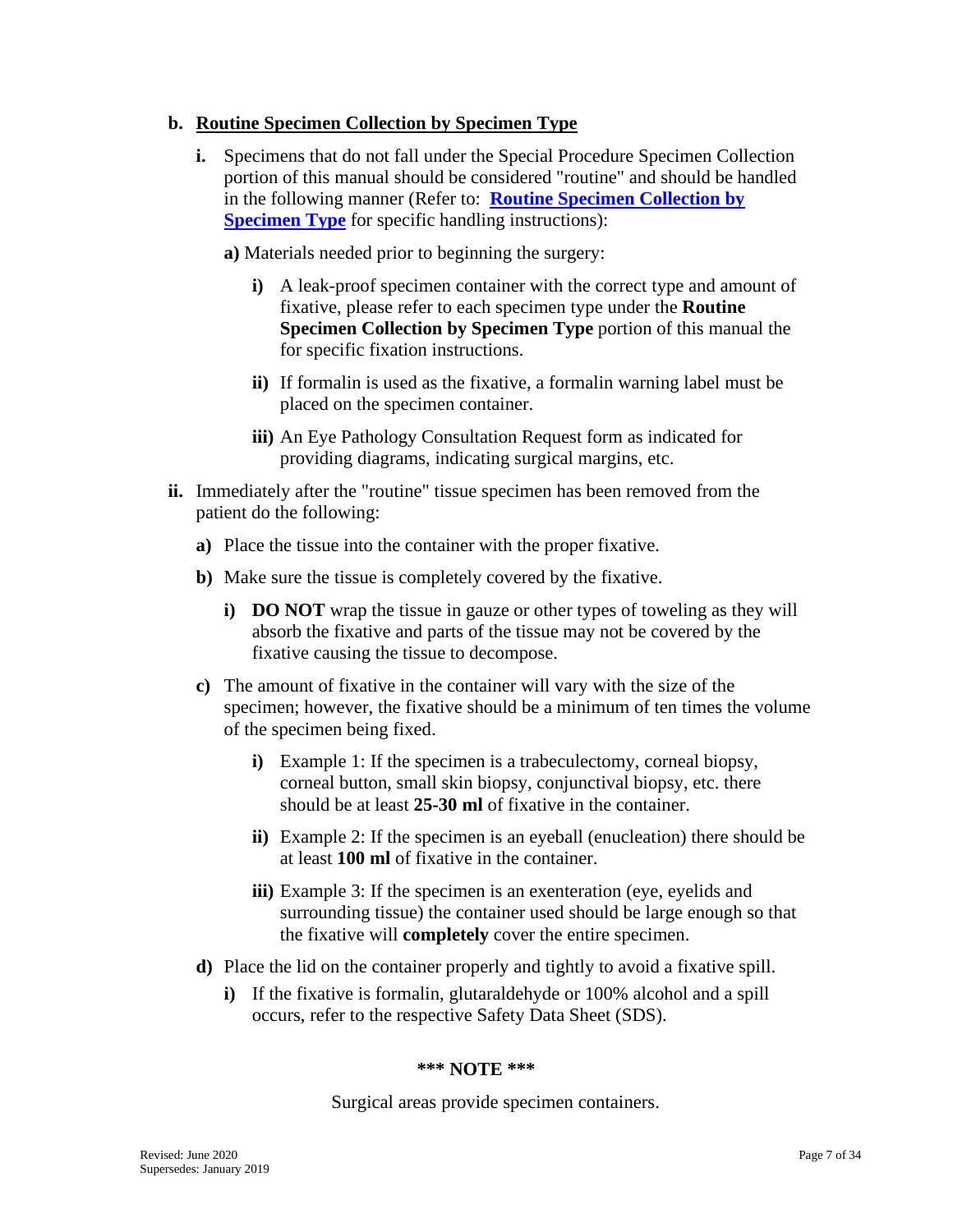**b. Routine Specimen Collection by Specimen Type**

**i.** Specimens that do not fall under the Special Procedure Specimen Collection portion of this manual should be considered "routine" and should be handled in the following manner (Refer to: **Routine Specimen Collection by Specimen Type** for specific handling instructions):

**a)** Materials needed prior to beginning the surgery:

- **i)** A leak-proof specimen container with the correct type and amount of fixative, please refer to each specimen type under the **Routine Specimen Collection by Specimen Type** portion of this manual the for specific fixation instructions.
- **ii)** If formalin is used as the fixative, a formalin warning label must be placed on the specimen container.
- **iii)** An Eye Pathology Consultation Request form as indicated for providing diagrams, indicating surgical margins, etc.

**ii.** Immediately after the "routine" tissue specimen has been removed from the patient do the following:

- **a)** Place the tissue into the container with the proper fixative.
- **b)** Make sure the tissue is completely covered by the fixative.
  - **i)** **DO NOT** wrap the tissue in gauze or other types of toweling as they will absorb the fixative and parts of the tissue may not be covered by the fixative causing the tissue to decompose.
- **c)** The amount of fixative in the container will vary with the size of the specimen; however, the fixative should be a minimum of ten times the volume of the specimen being fixed.
  - **i)** Example 1: If the specimen is a trabeculectomy, corneal biopsy, corneal button, small skin biopsy, conjunctival biopsy, etc. there should be at least **25-30 ml** of fixative in the container.
  - **ii)** Example 2: If the specimen is an eyeball (enucleation) there should be at least **100 ml** of fixative in the container.
  - **iii)** Example 3: If the specimen is an exenteration (eye, eyelids and surrounding tissue) the container used should be large enough so that the fixative will **completely** cover the entire specimen.
- **d)** Place the lid on the container properly and tightly to avoid a fixative spill.
  - **i)** If the fixative is formalin, glutaraldehyde or 100% alcohol and a spill occurs, refer to the respective Safety Data Sheet (SDS).

**\*\*\* NOTE \*\*\***

Surgical areas provide specimen containers.

Revised: June 2020
Supersedes: January 2019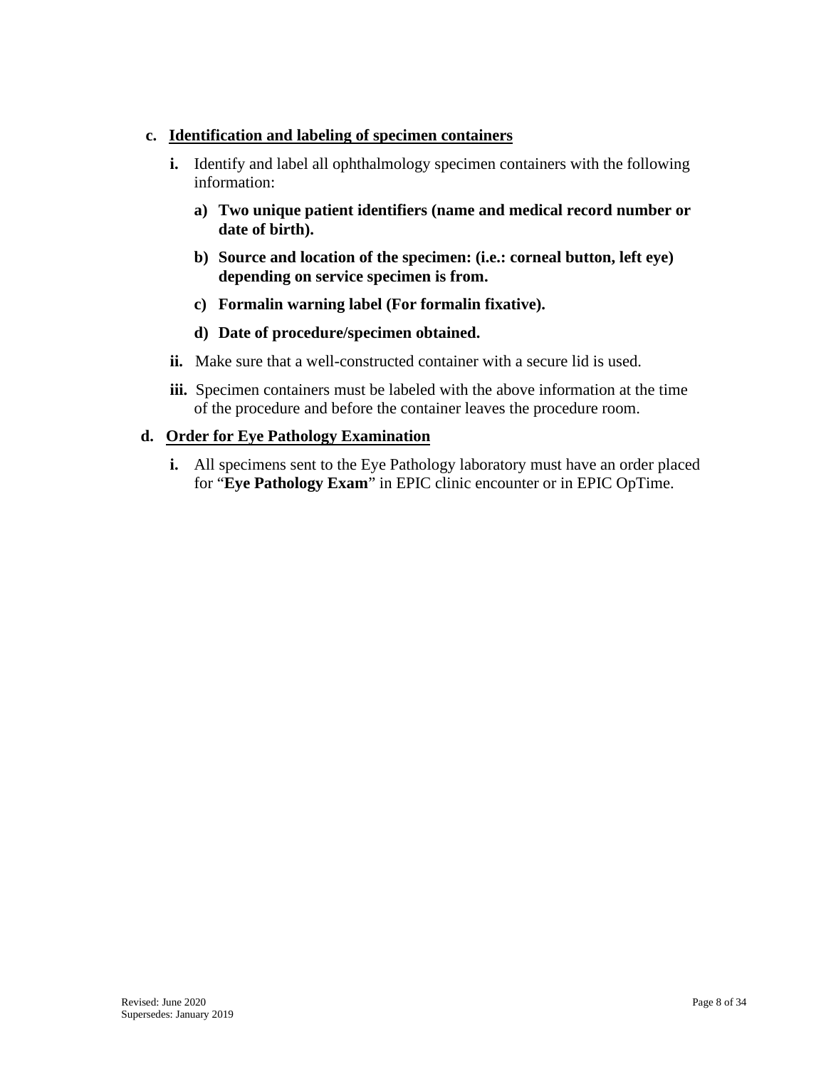**c. <u>Identification and labeling of specimen containers</u>**

**i.** Identify and label all ophthalmology specimen containers with the following information:

**a) Two unique patient identifiers (name and medical record number or date of birth).**

**b) Source and location of the specimen: (i.e.: corneal button, left eye) depending on service specimen is from.**

**c) Formalin warning label (For formalin fixative).**

**d) Date of procedure/specimen obtained.**

**ii.** Make sure that a well-constructed container with a secure lid is used.

**iii.** Specimen containers must be labeled with the above information at the time of the procedure and before the container leaves the procedure room.

**d. <u>Order for Eye Pathology Examination</u>**

**i.** All specimens sent to the Eye Pathology laboratory must have an order placed for "**Eye Pathology Exam**" in EPIC clinic encounter or in EPIC OpTime.

Revised: June 2020
Supersedes: January 2019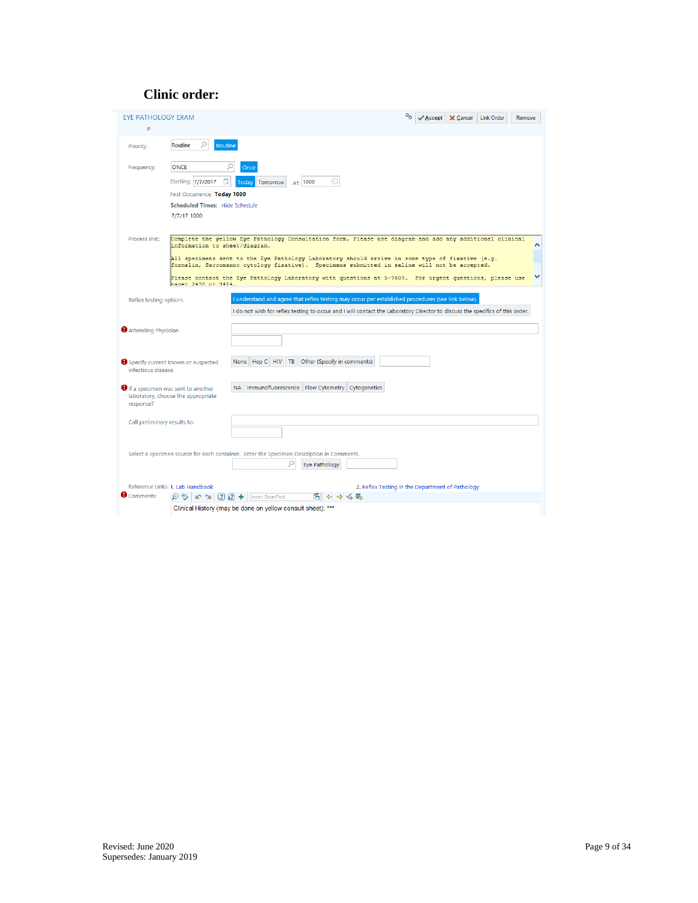## Clinic order:

EYE PATHOLOGY EXAM
P

Accept | Cancel | Link Order | Remove

Priority: Routine | Routine

Frequency: ONCE | Once

Starting: 7/7/2017 | Today | Tomorrow | At: 1000

First Occurrence: **Today 1000**

**Scheduled Times:** Hide Schedule

7/7/17 1000

Process Inst.:

```
Complete the yellow Eye Pathology Consultation form. Please use diagram and add any additional clinical
information to sheet/diagram.

All specimens sent to the Eye Pathology Laboratory should arrive in some type of fixative (e.g.
formalin, Saccomanno cytology fixative). Specimens submitted in saline will not be accepted.

Please contact the Eye Pathology Laboratory with questions at 5-7609. For urgent questions, please use
pager 2438 or 3414.
```

Reflex testing options

- I understand and agree that reflex testing may occur per established procedures (see link below).
- I do not wish for reflex testing to occur and I will contact the Laboratory Director to discuss the specifics of this order.

Attending Physician

Specify current known or suspected infectious disease. | None | Hep C | HIV | TB | Other (Specify in comments)

If a specimen was sent to another laboratory, choose the appropriate response? | NA | Immunofluorescence | Flow Cytometry | Cytogenetics

Call preliminary results to:

Select a specimen source for each container. Enter the Specimen Description in Comments. | Eye Pathology

Reference Links: 1. Lab Handbook | 2. Reflex Testing in the Department of Pathology

Comments: Insert SmartText

Clinical History (may be done on yellow consult sheet): ***

Revised: June 2020
Supersedes: January 2019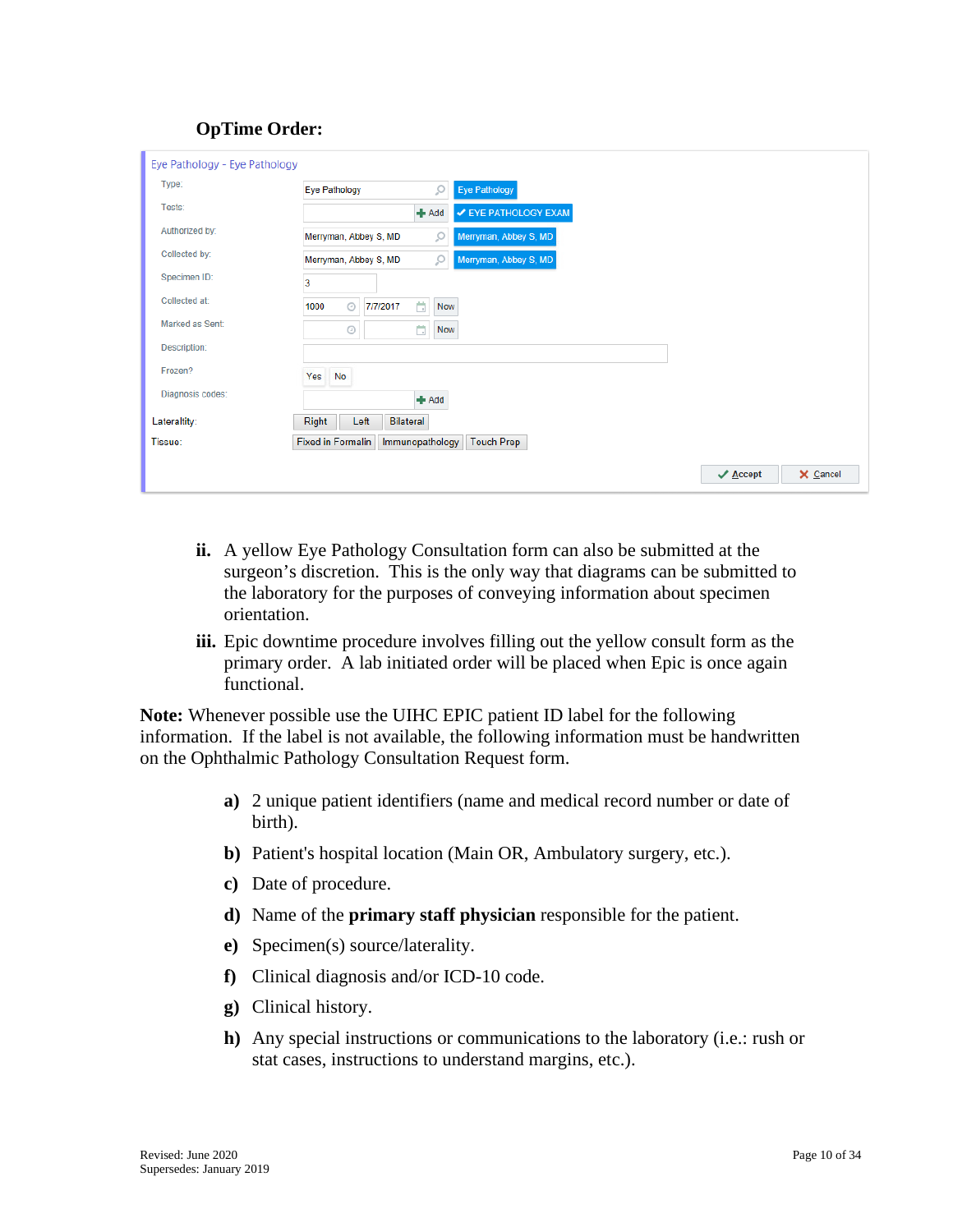**OpTime Order:**

Eye Pathology - Eye Pathology

| | | |
|---|---|---|
| Type: | Eye Pathology | Eye Pathology |
| Tests: | Add | ✔ EYE PATHOLOGY EXAM |
| Authorized by: | Merryman, Abbey S, MD | Merryman, Abbey S, MD |
| Collected by: | Merryman, Abbey S, MD | Merryman, Abbey S, MD |
| Specimen ID: | 3 | |
| Collected at: | 1000 7/7/2017 Now | |
| Marked as Sent: | Now | |
| Description: | | |
| Frozen? | Yes No | |
| Diagnosis codes: | Add | |
| Laterality: | Right Left Bilateral | |
| Tissue: | Fixed in Formalin Immunopathology Touch Prep | |

Accept Cancel

ii. A yellow Eye Pathology Consultation form can also be submitted at the surgeon's discretion. This is the only way that diagrams can be submitted to the laboratory for the purposes of conveying information about specimen orientation.

iii. Epic downtime procedure involves filling out the yellow consult form as the primary order. A lab initiated order will be placed when Epic is once again functional.

**Note:** Whenever possible use the UIHC EPIC patient ID label for the following information. If the label is not available, the following information must be handwritten on the Ophthalmic Pathology Consultation Request form.

a) 2 unique patient identifiers (name and medical record number or date of birth).

b) Patient's hospital location (Main OR, Ambulatory surgery, etc.).

c) Date of procedure.

d) Name of the **primary staff physician** responsible for the patient.

e) Specimen(s) source/laterality.

f) Clinical diagnosis and/or ICD-10 code.

g) Clinical history.

h) Any special instructions or communications to the laboratory (i.e.: rush or stat cases, instructions to understand margins, etc.).

Revised: June 2020
Supersedes: January 2019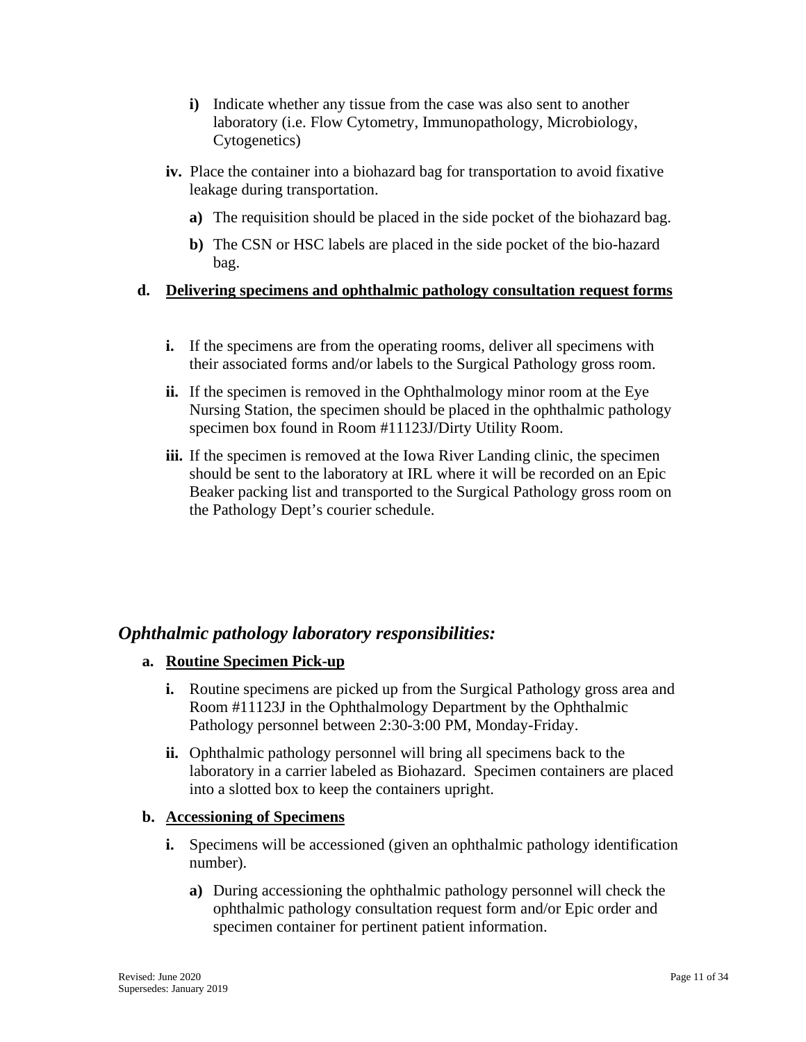- **i)** Indicate whether any tissue from the case was also sent to another laboratory (i.e. Flow Cytometry, Immunopathology, Microbiology, Cytogenetics)

- **iv.** Place the container into a biohazard bag for transportation to avoid fixative leakage during transportation.
  - **a)** The requisition should be placed in the side pocket of the biohazard bag.
  - **b)** The CSN or HSC labels are placed in the side pocket of the bio-hazard bag.

**d. <u>Delivering specimens and ophthalmic pathology consultation request forms</u>**

- **i.** If the specimens are from the operating rooms, deliver all specimens with their associated forms and/or labels to the Surgical Pathology gross room.
- **ii.** If the specimen is removed in the Ophthalmology minor room at the Eye Nursing Station, the specimen should be placed in the ophthalmic pathology specimen box found in Room #11123J/Dirty Utility Room.
- **iii.** If the specimen is removed at the Iowa River Landing clinic, the specimen should be sent to the laboratory at IRL where it will be recorded on an Epic Beaker packing list and transported to the Surgical Pathology gross room on the Pathology Dept's courier schedule.

## *Ophthalmic pathology laboratory responsibilities:*

**a. <u>Routine Specimen Pick-up</u>**

- **i.** Routine specimens are picked up from the Surgical Pathology gross area and Room #11123J in the Ophthalmology Department by the Ophthalmic Pathology personnel between 2:30-3:00 PM, Monday-Friday.
- **ii.** Ophthalmic pathology personnel will bring all specimens back to the laboratory in a carrier labeled as Biohazard. Specimen containers are placed into a slotted box to keep the containers upright.

**b. <u>Accessioning of Specimens</u>**

- **i.** Specimens will be accessioned (given an ophthalmic pathology identification number).
  - **a)** During accessioning the ophthalmic pathology personnel will check the ophthalmic pathology consultation request form and/or Epic order and specimen container for pertinent patient information.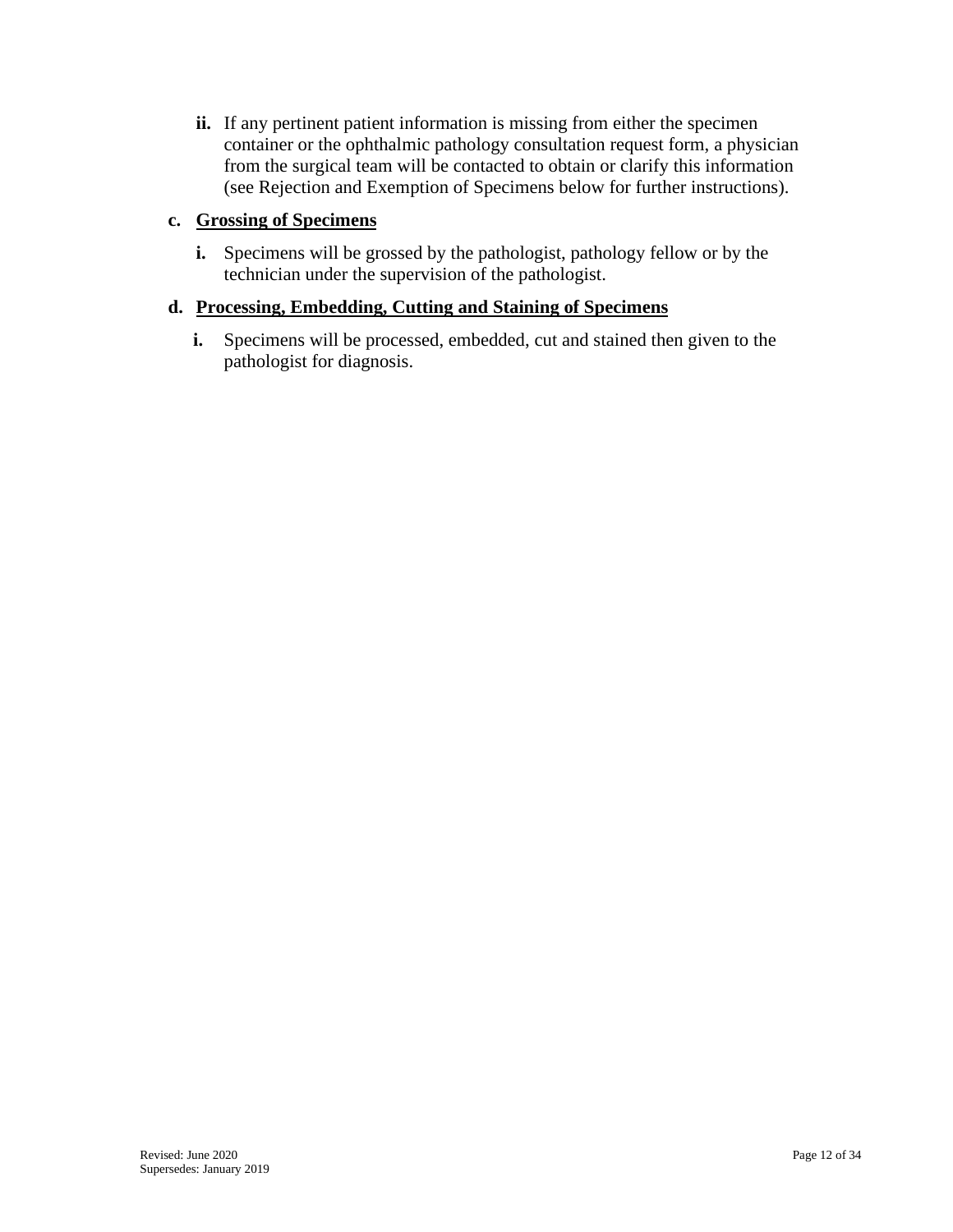**ii.** If any pertinent patient information is missing from either the specimen container or the ophthalmic pathology consultation request form, a physician from the surgical team will be contacted to obtain or clarify this information (see Rejection and Exemption of Specimens below for further instructions).

**c. <u>Grossing of Specimens</u>**

**i.** Specimens will be grossed by the pathologist, pathology fellow or by the technician under the supervision of the pathologist.

**d. <u>Processing, Embedding, Cutting and Staining of Specimens</u>**

**i.** Specimens will be processed, embedded, cut and stained then given to the pathologist for diagnosis.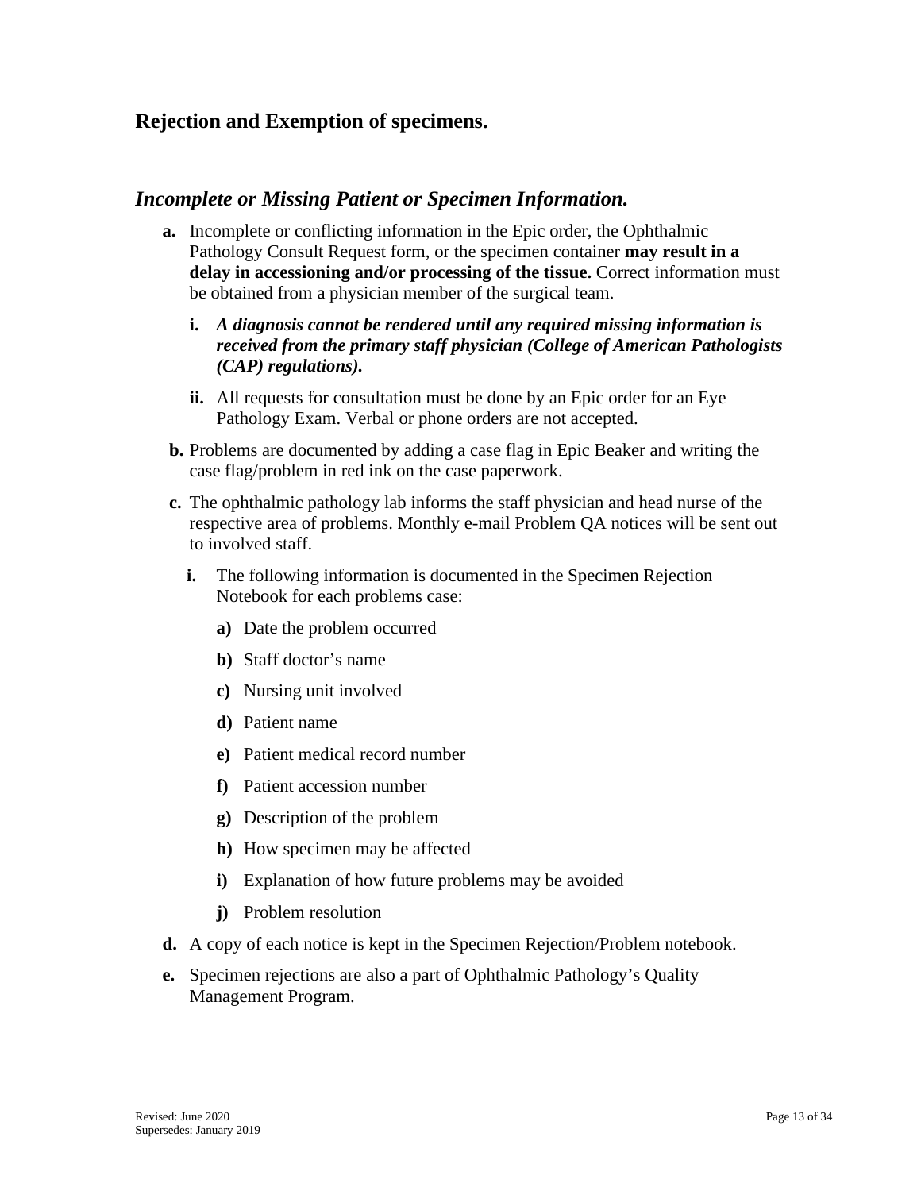## Rejection and Exemption of specimens.

### *Incomplete or Missing Patient or Specimen Information.*

- **a.** Incomplete or conflicting information in the Epic order, the Ophthalmic Pathology Consult Request form, or the specimen container **may result in a delay in accessioning and/or processing of the tissue.** Correct information must be obtained from a physician member of the surgical team.
  - **i.** ***A diagnosis cannot be rendered until any required missing information is received from the primary staff physician (College of American Pathologists (CAP) regulations).***
  - **ii.** All requests for consultation must be done by an Epic order for an Eye Pathology Exam. Verbal or phone orders are not accepted.
- **b.** Problems are documented by adding a case flag in Epic Beaker and writing the case flag/problem in red ink on the case paperwork.
- **c.** The ophthalmic pathology lab informs the staff physician and head nurse of the respective area of problems. Monthly e-mail Problem QA notices will be sent out to involved staff.
  - **i.** The following information is documented in the Specimen Rejection Notebook for each problems case:
    - **a)** Date the problem occurred
    - **b)** Staff doctor's name
    - **c)** Nursing unit involved
    - **d)** Patient name
    - **e)** Patient medical record number
    - **f)** Patient accession number
    - **g)** Description of the problem
    - **h)** How specimen may be affected
    - **i)** Explanation of how future problems may be avoided
    - **j)** Problem resolution
- **d.** A copy of each notice is kept in the Specimen Rejection/Problem notebook.
- **e.** Specimen rejections are also a part of Ophthalmic Pathology's Quality Management Program.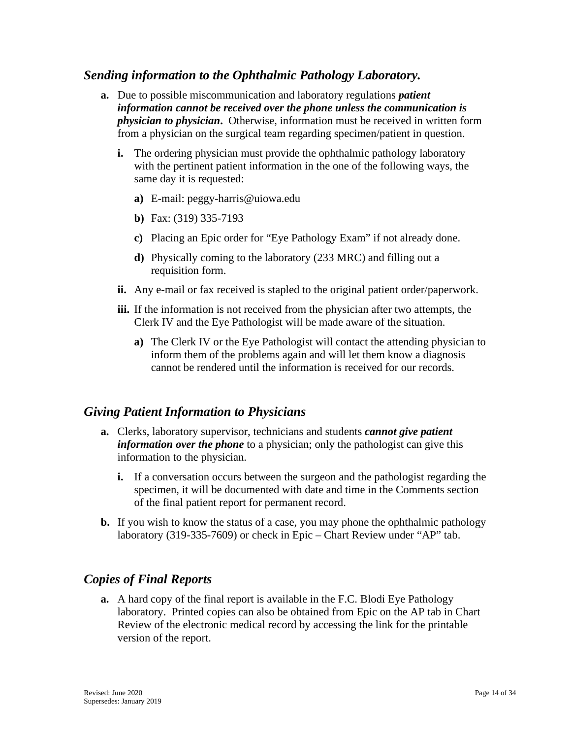## *Sending information to the Ophthalmic Pathology Laboratory.*

**a.** Due to possible miscommunication and laboratory regulations ***patient information cannot be received over the phone unless the communication is physician to physician***. Otherwise, information must be received in written form from a physician on the surgical team regarding specimen/patient in question.

   **i.** The ordering physician must provide the ophthalmic pathology laboratory with the pertinent patient information in the one of the following ways, the same day it is requested:

      **a)** E-mail: peggy-harris@uiowa.edu

      **b)** Fax: (319) 335-7193

      **c)** Placing an Epic order for "Eye Pathology Exam" if not already done.

      **d)** Physically coming to the laboratory (233 MRC) and filling out a requisition form.

   **ii.** Any e-mail or fax received is stapled to the original patient order/paperwork.

   **iii.** If the information is not received from the physician after two attempts, the Clerk IV and the Eye Pathologist will be made aware of the situation.

      **a)** The Clerk IV or the Eye Pathologist will contact the attending physician to inform them of the problems again and will let them know a diagnosis cannot be rendered until the information is received for our records.

## *Giving Patient Information to Physicians*

**a.** Clerks, laboratory supervisor, technicians and students ***cannot give patient information over the phone*** to a physician; only the pathologist can give this information to the physician.

   **i.** If a conversation occurs between the surgeon and the pathologist regarding the specimen, it will be documented with date and time in the Comments section of the final patient report for permanent record.

**b.** If you wish to know the status of a case, you may phone the ophthalmic pathology laboratory (319-335-7609) or check in Epic – Chart Review under "AP" tab.

## *Copies of Final Reports*

**a.** A hard copy of the final report is available in the F.C. Blodi Eye Pathology laboratory. Printed copies can also be obtained from Epic on the AP tab in Chart Review of the electronic medical record by accessing the link for the printable version of the report.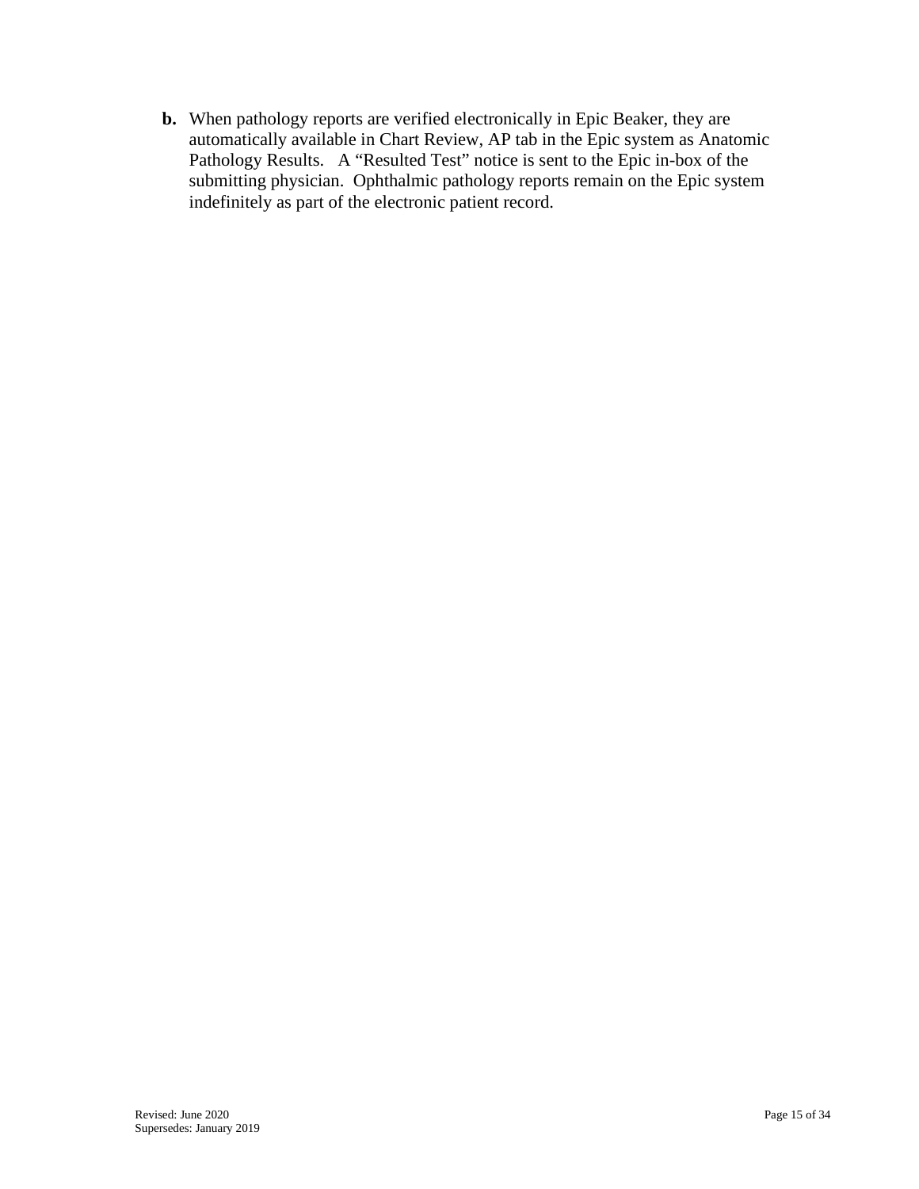**b.** When pathology reports are verified electronically in Epic Beaker, they are automatically available in Chart Review, AP tab in the Epic system as Anatomic Pathology Results. A "Resulted Test" notice is sent to the Epic in-box of the submitting physician. Ophthalmic pathology reports remain on the Epic system indefinitely as part of the electronic patient record.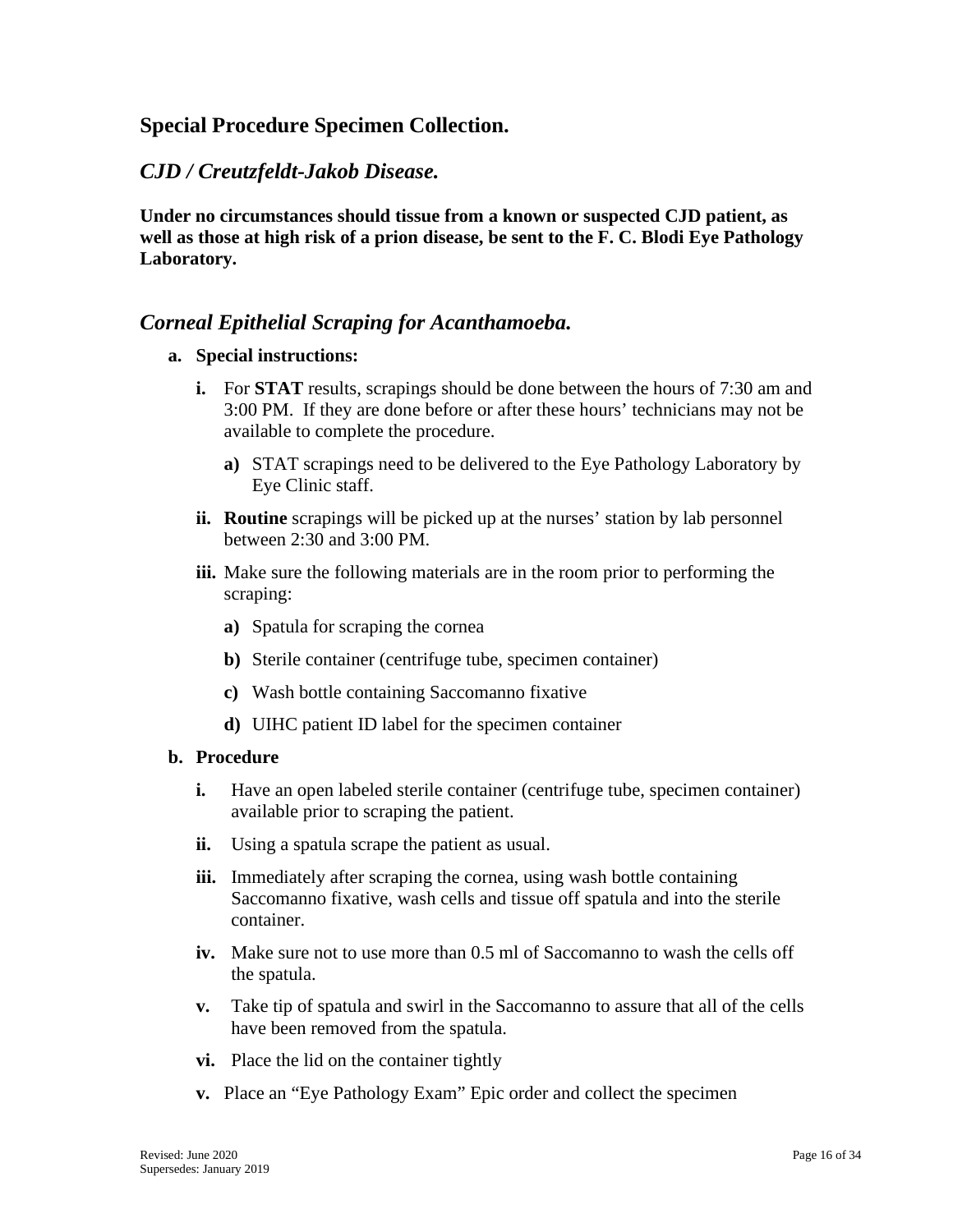## Special Procedure Specimen Collection.

### *CJD / Creutzfeldt-Jakob Disease.*

**Under no circumstances should tissue from a known or suspected CJD patient, as well as those at high risk of a prion disease, be sent to the F. C. Blodi Eye Pathology Laboratory.**

### *Corneal Epithelial Scraping for Acanthamoeba.*

**a. Special instructions:**

- **i.** For **STAT** results, scrapings should be done between the hours of 7:30 am and 3:00 PM. If they are done before or after these hours' technicians may not be available to complete the procedure.
  - **a)** STAT scrapings need to be delivered to the Eye Pathology Laboratory by Eye Clinic staff.
- **ii.** **Routine** scrapings will be picked up at the nurses' station by lab personnel between 2:30 and 3:00 PM.
- **iii.** Make sure the following materials are in the room prior to performing the scraping:
  - **a)** Spatula for scraping the cornea
  - **b)** Sterile container (centrifuge tube, specimen container)
  - **c)** Wash bottle containing Saccomanno fixative
  - **d)** UIHC patient ID label for the specimen container

**b. Procedure**

- **i.** Have an open labeled sterile container (centrifuge tube, specimen container) available prior to scraping the patient.
- **ii.** Using a spatula scrape the patient as usual.
- **iii.** Immediately after scraping the cornea, using wash bottle containing Saccomanno fixative, wash cells and tissue off spatula and into the sterile container.
- **iv.** Make sure not to use more than 0.5 ml of Saccomanno to wash the cells off the spatula.
- **v.** Take tip of spatula and swirl in the Saccomanno to assure that all of the cells have been removed from the spatula.
- **vi.** Place the lid on the container tightly
- **v.** Place an "Eye Pathology Exam" Epic order and collect the specimen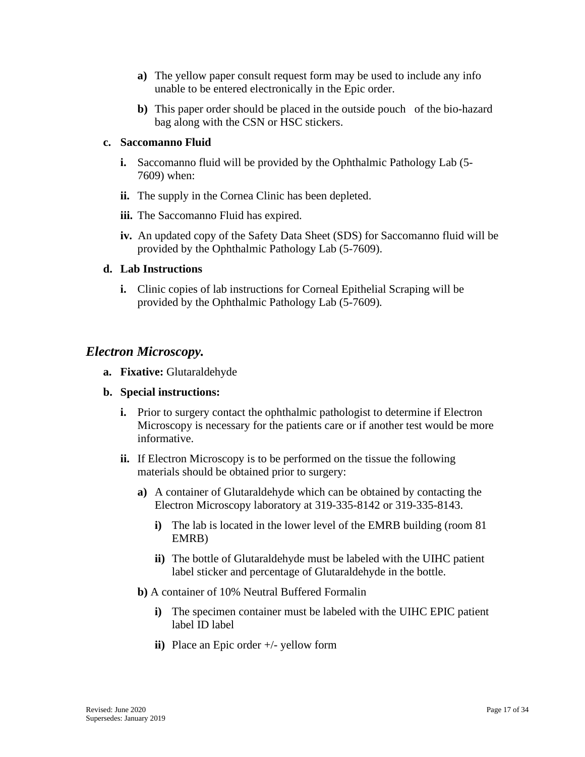a) The yellow paper consult request form may be used to include any info unable to be entered electronically in the Epic order.

b) This paper order should be placed in the outside pouch of the bio-hazard bag along with the CSN or HSC stickers.

**c. Saccomanno Fluid**

**i.** Saccomanno fluid will be provided by the Ophthalmic Pathology Lab (5-7609) when:

**ii.** The supply in the Cornea Clinic has been depleted.

**iii.** The Saccomanno Fluid has expired.

**iv.** An updated copy of the Safety Data Sheet (SDS) for Saccomanno fluid will be provided by the Ophthalmic Pathology Lab (5-7609).

**d. Lab Instructions**

**i.** Clinic copies of lab instructions for Corneal Epithelial Scraping will be provided by the Ophthalmic Pathology Lab (5-7609).

## *Electron Microscopy.*

**a. Fixative:** Glutaraldehyde

**b. Special instructions:**

**i.** Prior to surgery contact the ophthalmic pathologist to determine if Electron Microscopy is necessary for the patients care or if another test would be more informative.

**ii.** If Electron Microscopy is to be performed on the tissue the following materials should be obtained prior to surgery:

**a)** A container of Glutaraldehyde which can be obtained by contacting the Electron Microscopy laboratory at 319-335-8142 or 319-335-8143.

**i)** The lab is located in the lower level of the EMRB building (room 81 EMRB)

**ii)** The bottle of Glutaraldehyde must be labeled with the UIHC patient label sticker and percentage of Glutaraldehyde in the bottle.

**b)** A container of 10% Neutral Buffered Formalin

**i)** The specimen container must be labeled with the UIHC EPIC patient label ID label

**ii)** Place an Epic order +/- yellow form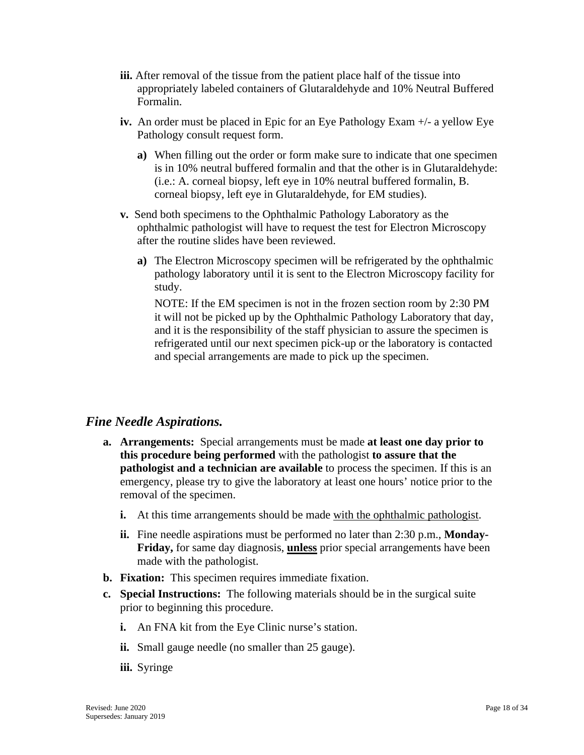**iii.** After removal of the tissue from the patient place half of the tissue into appropriately labeled containers of Glutaraldehyde and 10% Neutral Buffered Formalin.

**iv.** An order must be placed in Epic for an Eye Pathology Exam +/- a yellow Eye Pathology consult request form.

- **a)** When filling out the order or form make sure to indicate that one specimen is in 10% neutral buffered formalin and that the other is in Glutaraldehyde: (i.e.: A. corneal biopsy, left eye in 10% neutral buffered formalin, B. corneal biopsy, left eye in Glutaraldehyde, for EM studies).

**v.** Send both specimens to the Ophthalmic Pathology Laboratory as the ophthalmic pathologist will have to request the test for Electron Microscopy after the routine slides have been reviewed.

- **a)** The Electron Microscopy specimen will be refrigerated by the ophthalmic pathology laboratory until it is sent to the Electron Microscopy facility for study.

  NOTE: If the EM specimen is not in the frozen section room by 2:30 PM it will not be picked up by the Ophthalmic Pathology Laboratory that day, and it is the responsibility of the staff physician to assure the specimen is refrigerated until our next specimen pick-up or the laboratory is contacted and special arrangements are made to pick up the specimen.

## *Fine Needle Aspirations.*

**a. Arrangements:** Special arrangements must be made **at least one day prior to this procedure being performed** with the pathologist **to assure that the pathologist and a technician are available** to process the specimen. If this is an emergency, please try to give the laboratory at least one hours' notice prior to the removal of the specimen.

- **i.** At this time arrangements should be made <u>with the ophthalmic pathologist</u>.
- **ii.** Fine needle aspirations must be performed no later than 2:30 p.m., **Monday-Friday,** for same day diagnosis, <u>**unless**</u> prior special arrangements have been made with the pathologist.

**b. Fixation:** This specimen requires immediate fixation.

**c. Special Instructions:** The following materials should be in the surgical suite prior to beginning this procedure.

- **i.** An FNA kit from the Eye Clinic nurse's station.
- **ii.** Small gauge needle (no smaller than 25 gauge).
- **iii.** Syringe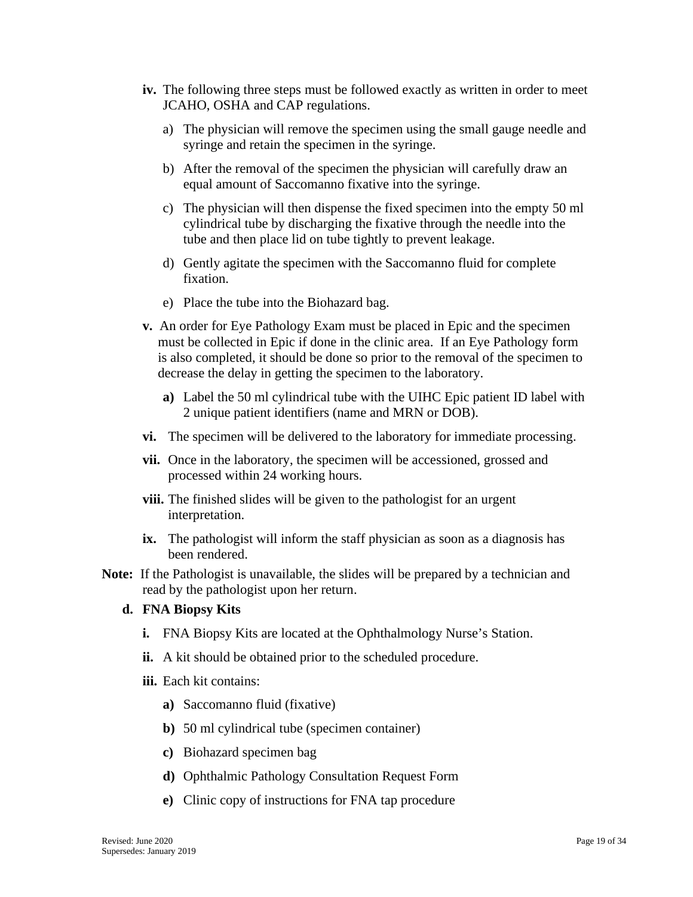**iv.** The following three steps must be followed exactly as written in order to meet JCAHO, OSHA and CAP regulations.

a) The physician will remove the specimen using the small gauge needle and syringe and retain the specimen in the syringe.

b) After the removal of the specimen the physician will carefully draw an equal amount of Saccomanno fixative into the syringe.

c) The physician will then dispense the fixed specimen into the empty 50 ml cylindrical tube by discharging the fixative through the needle into the tube and then place lid on tube tightly to prevent leakage.

d) Gently agitate the specimen with the Saccomanno fluid for complete fixation.

e) Place the tube into the Biohazard bag.

**v.** An order for Eye Pathology Exam must be placed in Epic and the specimen must be collected in Epic if done in the clinic area. If an Eye Pathology form is also completed, it should be done so prior to the removal of the specimen to decrease the delay in getting the specimen to the laboratory.

**a)** Label the 50 ml cylindrical tube with the UIHC Epic patient ID label with 2 unique patient identifiers (name and MRN or DOB).

**vi.** The specimen will be delivered to the laboratory for immediate processing.

**vii.** Once in the laboratory, the specimen will be accessioned, grossed and processed within 24 working hours.

**viii.** The finished slides will be given to the pathologist for an urgent interpretation.

**ix.** The pathologist will inform the staff physician as soon as a diagnosis has been rendered.

**Note:** If the Pathologist is unavailable, the slides will be prepared by a technician and read by the pathologist upon her return.

**d. FNA Biopsy Kits**

**i.** FNA Biopsy Kits are located at the Ophthalmology Nurse's Station.

**ii.** A kit should be obtained prior to the scheduled procedure.

**iii.** Each kit contains:

**a)** Saccomanno fluid (fixative)

**b)** 50 ml cylindrical tube (specimen container)

**c)** Biohazard specimen bag

**d)** Ophthalmic Pathology Consultation Request Form

**e)** Clinic copy of instructions for FNA tap procedure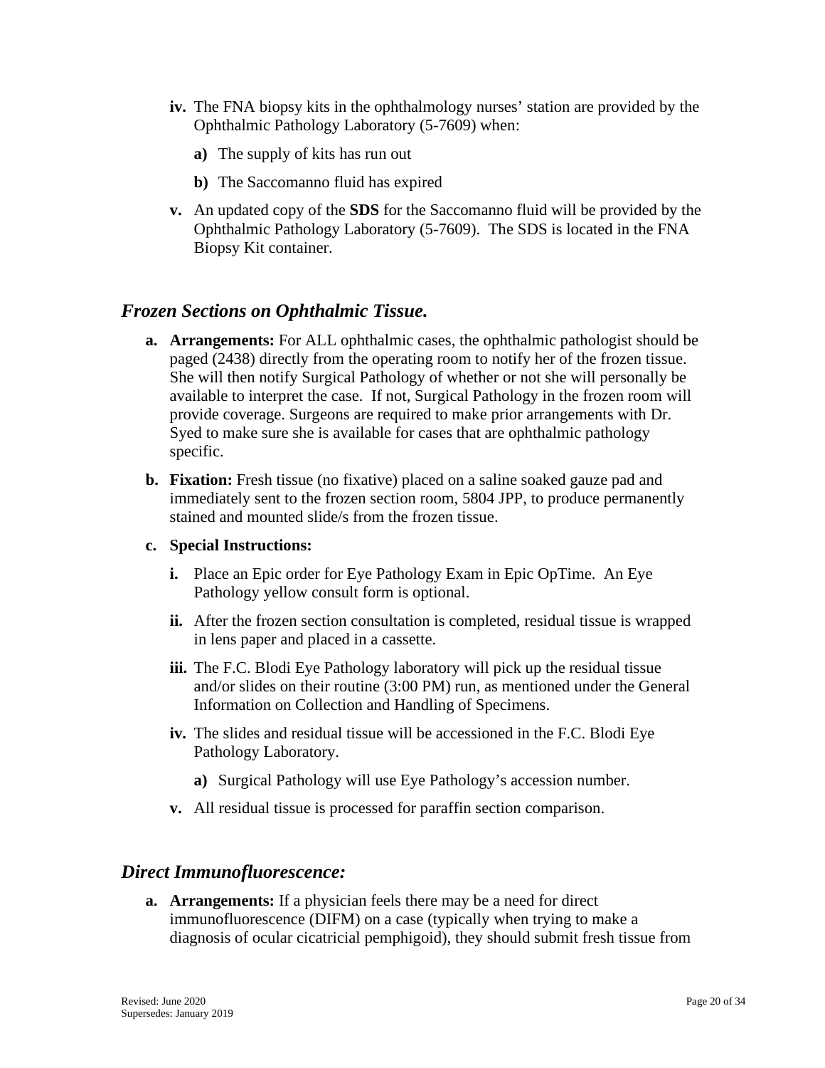- **iv.** The FNA biopsy kits in the ophthalmology nurses' station are provided by the Ophthalmic Pathology Laboratory (5-7609) when:
  - **a)** The supply of kits has run out
  - **b)** The Saccomanno fluid has expired
- **v.** An updated copy of the **SDS** for the Saccomanno fluid will be provided by the Ophthalmic Pathology Laboratory (5-7609). The SDS is located in the FNA Biopsy Kit container.

## *Frozen Sections on Ophthalmic Tissue.*

- **a. Arrangements:** For ALL ophthalmic cases, the ophthalmic pathologist should be paged (2438) directly from the operating room to notify her of the frozen tissue. She will then notify Surgical Pathology of whether or not she will personally be available to interpret the case. If not, Surgical Pathology in the frozen room will provide coverage. Surgeons are required to make prior arrangements with Dr. Syed to make sure she is available for cases that are ophthalmic pathology specific.
- **b. Fixation:** Fresh tissue (no fixative) placed on a saline soaked gauze pad and immediately sent to the frozen section room, 5804 JPP, to produce permanently stained and mounted slide/s from the frozen tissue.
- **c. Special Instructions:**
  - **i.** Place an Epic order for Eye Pathology Exam in Epic OpTime. An Eye Pathology yellow consult form is optional.
  - **ii.** After the frozen section consultation is completed, residual tissue is wrapped in lens paper and placed in a cassette.
  - **iii.** The F.C. Blodi Eye Pathology laboratory will pick up the residual tissue and/or slides on their routine (3:00 PM) run, as mentioned under the General Information on Collection and Handling of Specimens.
  - **iv.** The slides and residual tissue will be accessioned in the F.C. Blodi Eye Pathology Laboratory.
    - **a)** Surgical Pathology will use Eye Pathology's accession number.
  - **v.** All residual tissue is processed for paraffin section comparison.

## *Direct Immunofluorescence:*

- **a. Arrangements:** If a physician feels there may be a need for direct immunofluorescence (DIFM) on a case (typically when trying to make a diagnosis of ocular cicatricial pemphigoid), they should submit fresh tissue from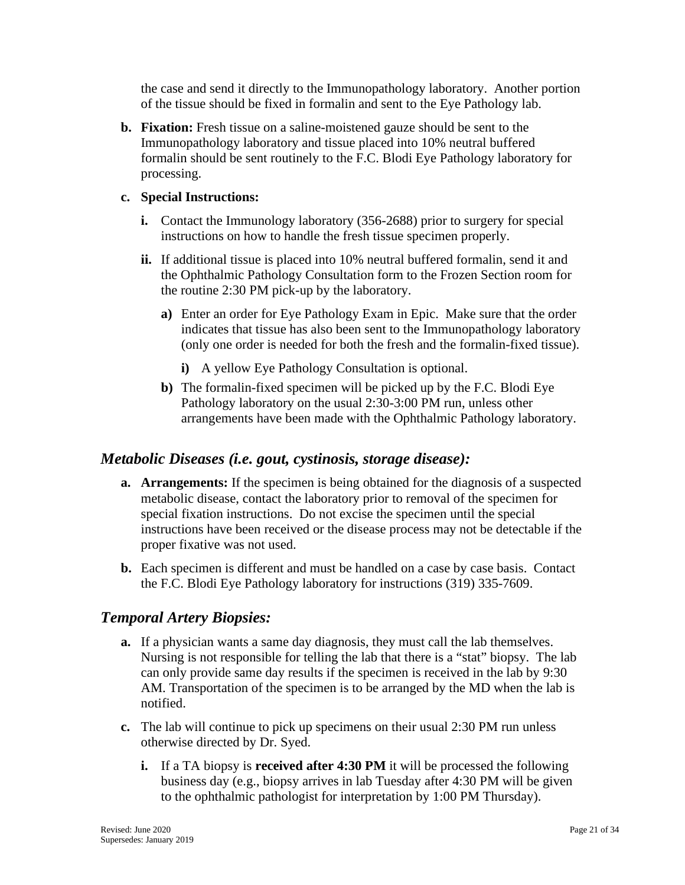the case and send it directly to the Immunopathology laboratory. Another portion of the tissue should be fixed in formalin and sent to the Eye Pathology lab.

b. **Fixation:** Fresh tissue on a saline-moistened gauze should be sent to the Immunopathology laboratory and tissue placed into 10% neutral buffered formalin should be sent routinely to the F.C. Blodi Eye Pathology laboratory for processing.

c. **Special Instructions:**

   i. Contact the Immunology laboratory (356-2688) prior to surgery for special instructions on how to handle the fresh tissue specimen properly.

   ii. If additional tissue is placed into 10% neutral buffered formalin, send it and the Ophthalmic Pathology Consultation form to the Frozen Section room for the routine 2:30 PM pick-up by the laboratory.

      a) Enter an order for Eye Pathology Exam in Epic. Make sure that the order indicates that tissue has also been sent to the Immunopathology laboratory (only one order is needed for both the fresh and the formalin-fixed tissue).

         i) A yellow Eye Pathology Consultation is optional.

      b) The formalin-fixed specimen will be picked up by the F.C. Blodi Eye Pathology laboratory on the usual 2:30-3:00 PM run, unless other arrangements have been made with the Ophthalmic Pathology laboratory.

## *Metabolic Diseases (i.e. gout, cystinosis, storage disease):*

a. **Arrangements:** If the specimen is being obtained for the diagnosis of a suspected metabolic disease, contact the laboratory prior to removal of the specimen for special fixation instructions. Do not excise the specimen until the special instructions have been received or the disease process may not be detectable if the proper fixative was not used.

b. Each specimen is different and must be handled on a case by case basis. Contact the F.C. Blodi Eye Pathology laboratory for instructions (319) 335-7609.

## *Temporal Artery Biopsies:*

a. If a physician wants a same day diagnosis, they must call the lab themselves. Nursing is not responsible for telling the lab that there is a "stat" biopsy. The lab can only provide same day results if the specimen is received in the lab by 9:30 AM. Transportation of the specimen is to be arranged by the MD when the lab is notified.

c. The lab will continue to pick up specimens on their usual 2:30 PM run unless otherwise directed by Dr. Syed.

   i. If a TA biopsy is **received after 4:30 PM** it will be processed the following business day (e.g., biopsy arrives in lab Tuesday after 4:30 PM will be given to the ophthalmic pathologist for interpretation by 1:00 PM Thursday).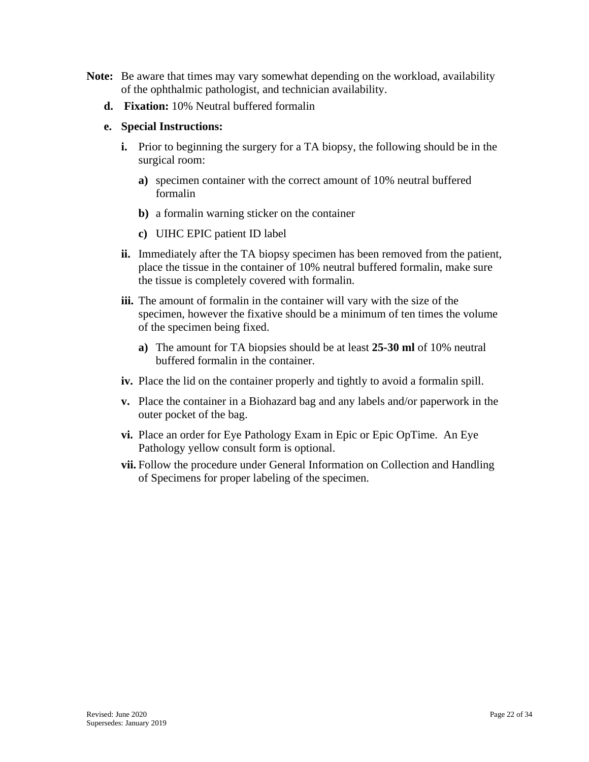**Note:** Be aware that times may vary somewhat depending on the workload, availability of the ophthalmic pathologist, and technician availability.

**d. Fixation:** 10% Neutral buffered formalin

**e. Special Instructions:**

**i.** Prior to beginning the surgery for a TA biopsy, the following should be in the surgical room:

**a)** specimen container with the correct amount of 10% neutral buffered formalin

**b)** a formalin warning sticker on the container

**c)** UIHC EPIC patient ID label

**ii.** Immediately after the TA biopsy specimen has been removed from the patient, place the tissue in the container of 10% neutral buffered formalin, make sure the tissue is completely covered with formalin.

**iii.** The amount of formalin in the container will vary with the size of the specimen, however the fixative should be a minimum of ten times the volume of the specimen being fixed.

**a)** The amount for TA biopsies should be at least **25-30 ml** of 10% neutral buffered formalin in the container.

**iv.** Place the lid on the container properly and tightly to avoid a formalin spill.

**v.** Place the container in a Biohazard bag and any labels and/or paperwork in the outer pocket of the bag.

**vi.** Place an order for Eye Pathology Exam in Epic or Epic OpTime. An Eye Pathology yellow consult form is optional.

**vii.** Follow the procedure under General Information on Collection and Handling of Specimens for proper labeling of the specimen.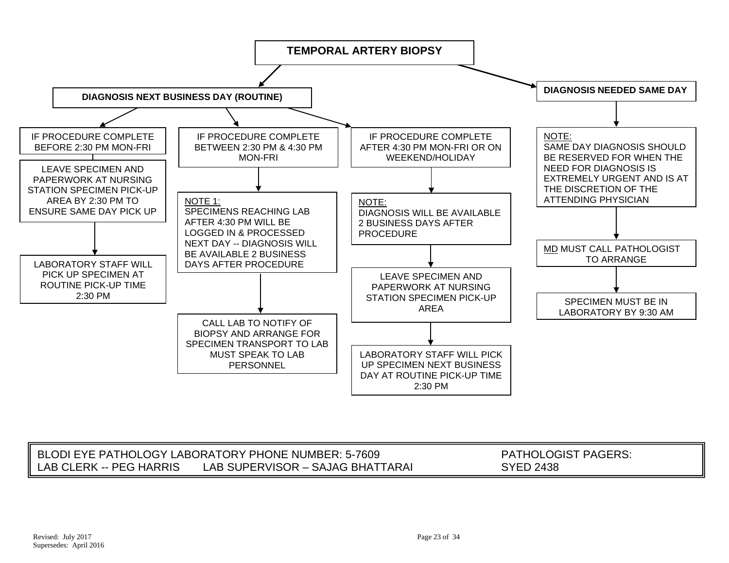# TEMPORAL ARTERY BIOPSY

## DIAGNOSIS NEXT BUSINESS DAY (ROUTINE)

### IF PROCEDURE COMPLETE BEFORE 2:30 PM MON-FRI

LEAVE SPECIMEN AND PAPERWORK AT NURSING STATION SPECIMEN PICK-UP AREA BY 2:30 PM TO ENSURE SAME DAY PICK UP

↓

LABORATORY STAFF WILL PICK UP SPECIMEN AT ROUTINE PICK-UP TIME 2:30 PM

### IF PROCEDURE COMPLETE BETWEEN 2:30 PM & 4:30 PM MON-FRI

↓

NOTE 1:
SPECIMENS REACHING LAB AFTER 4:30 PM WILL BE LOGGED IN & PROCESSED NEXT DAY -- DIAGNOSIS WILL BE AVAILABLE 2 BUSINESS DAYS AFTER PROCEDURE

↓

CALL LAB TO NOTIFY OF BIOPSY AND ARRANGE FOR SPECIMEN TRANSPORT TO LAB MUST SPEAK TO LAB PERSONNEL

### IF PROCEDURE COMPLETE AFTER 4:30 PM MON-FRI OR ON WEEKEND/HOLIDAY

↓

NOTE:
DIAGNOSIS WILL BE AVAILABLE 2 BUSINESS DAYS AFTER PROCEDURE

↓

LEAVE SPECIMEN AND PAPERWORK AT NURSING STATION SPECIMEN PICK-UP AREA

↓

LABORATORY STAFF WILL PICK UP SPECIMEN NEXT BUSINESS DAY AT ROUTINE PICK-UP TIME 2:30 PM

## DIAGNOSIS NEEDED SAME DAY

↓

NOTE:
SAME DAY DIAGNOSIS SHOULD BE RESERVED FOR WHEN THE NEED FOR DIAGNOSIS IS EXTREMELY URGENT AND IS AT THE DISCRETION OF THE ATTENDING PHYSICIAN

↓

MD MUST CALL PATHOLOGIST TO ARRANGE

↓

SPECIMEN MUST BE IN LABORATORY BY 9:30 AM

---

BLODI EYE PATHOLOGY LABORATORY PHONE NUMBER: 5-7609
LAB CLERK -- PEG HARRIS    LAB SUPERVISOR – SAJAG BHATTARAI

PATHOLOGIST PAGERS:
SYED 2438

Revised: July 2017
Supersedes: April 2016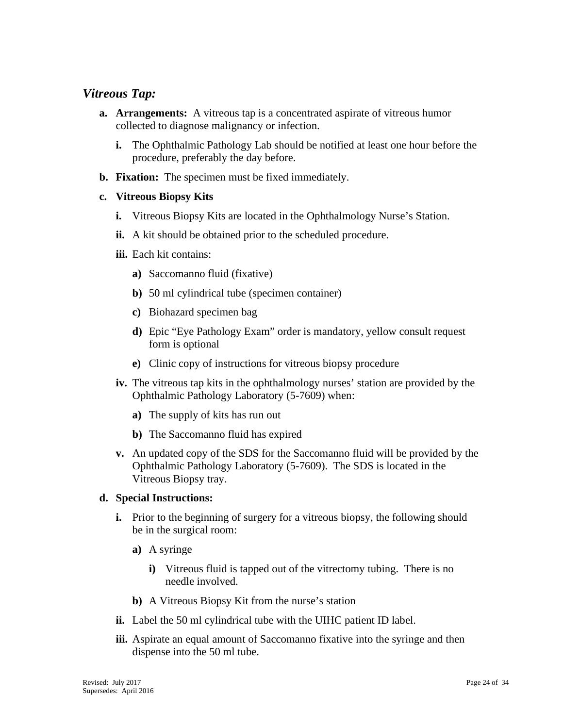## *Vitreous Tap:*

a. **Arrangements:** A vitreous tap is a concentrated aspirate of vitreous humor collected to diagnose malignancy or infection.

   i. The Ophthalmic Pathology Lab should be notified at least one hour before the procedure, preferably the day before.

b. **Fixation:** The specimen must be fixed immediately.

c. **Vitreous Biopsy Kits**

   i. Vitreous Biopsy Kits are located in the Ophthalmology Nurse's Station.

   ii. A kit should be obtained prior to the scheduled procedure.

   iii. Each kit contains:

      a) Saccomanno fluid (fixative)

      b) 50 ml cylindrical tube (specimen container)

      c) Biohazard specimen bag

      d) Epic "Eye Pathology Exam" order is mandatory, yellow consult request form is optional

      e) Clinic copy of instructions for vitreous biopsy procedure

   iv. The vitreous tap kits in the ophthalmology nurses' station are provided by the Ophthalmic Pathology Laboratory (5-7609) when:

      a) The supply of kits has run out

      b) The Saccomanno fluid has expired

   v. An updated copy of the SDS for the Saccomanno fluid will be provided by the Ophthalmic Pathology Laboratory (5-7609). The SDS is located in the Vitreous Biopsy tray.

d. **Special Instructions:**

   i. Prior to the beginning of surgery for a vitreous biopsy, the following should be in the surgical room:

      a) A syringe

         i) Vitreous fluid is tapped out of the vitrectomy tubing. There is no needle involved.

      b) A Vitreous Biopsy Kit from the nurse's station

   ii. Label the 50 ml cylindrical tube with the UIHC patient ID label.

   iii. Aspirate an equal amount of Saccomanno fixative into the syringe and then dispense into the 50 ml tube.

Revised: July 2017
Supersedes: April 2016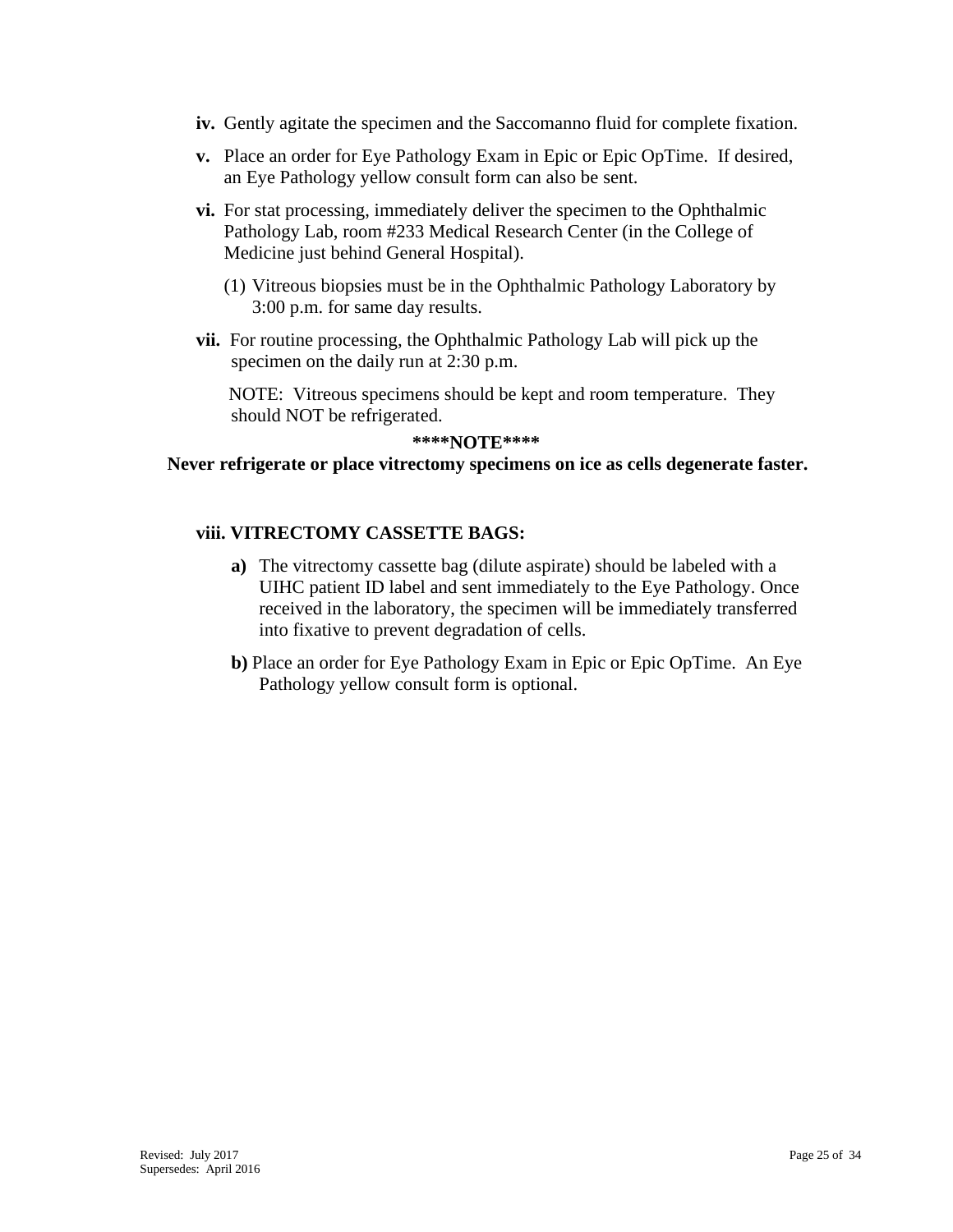**iv.** Gently agitate the specimen and the Saccomanno fluid for complete fixation.

**v.** Place an order for Eye Pathology Exam in Epic or Epic OpTime. If desired, an Eye Pathology yellow consult form can also be sent.

**vi.** For stat processing, immediately deliver the specimen to the Ophthalmic Pathology Lab, room #233 Medical Research Center (in the College of Medicine just behind General Hospital).

(1) Vitreous biopsies must be in the Ophthalmic Pathology Laboratory by 3:00 p.m. for same day results.

**vii.** For routine processing, the Ophthalmic Pathology Lab will pick up the specimen on the daily run at 2:30 p.m.

NOTE: Vitreous specimens should be kept and room temperature. They should NOT be refrigerated.

**\*\*\*\*NOTE\*\*\*\***

**Never refrigerate or place vitrectomy specimens on ice as cells degenerate faster.**

**viii. VITRECTOMY CASSETTE BAGS:**

**a)** The vitrectomy cassette bag (dilute aspirate) should be labeled with a UIHC patient ID label and sent immediately to the Eye Pathology. Once received in the laboratory, the specimen will be immediately transferred into fixative to prevent degradation of cells.

**b)** Place an order for Eye Pathology Exam in Epic or Epic OpTime. An Eye Pathology yellow consult form is optional.

Revised: July 2017
Supersedes: April 2016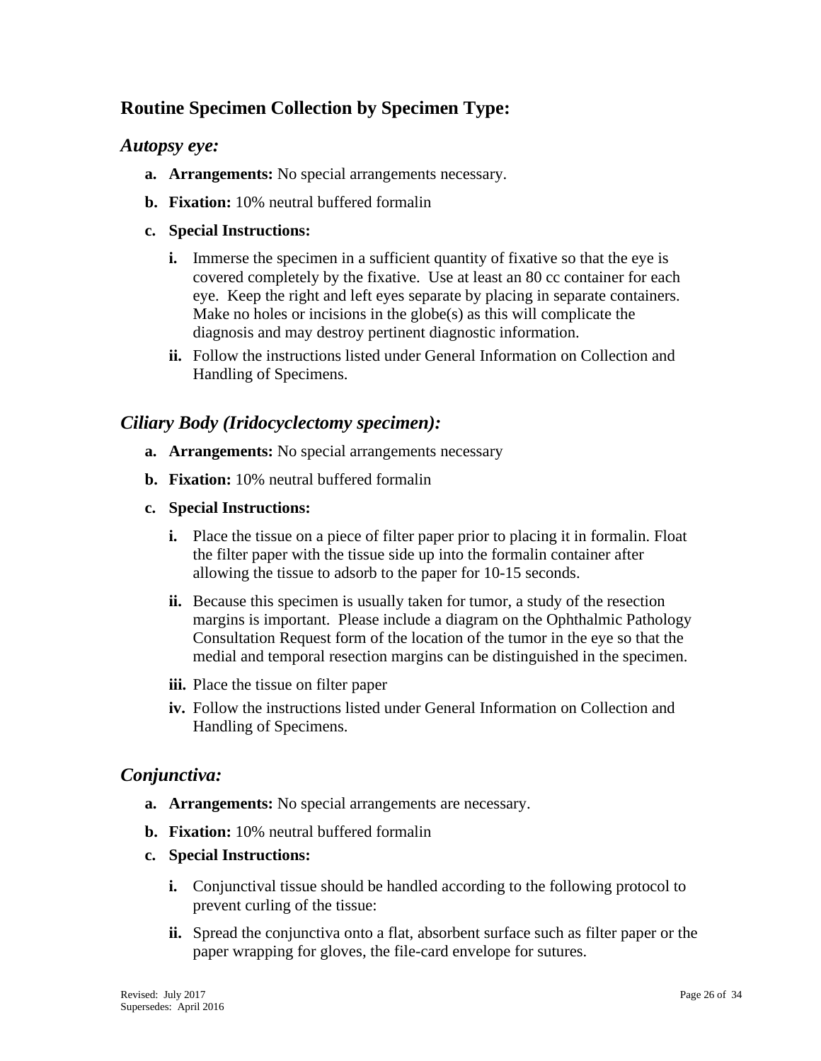## Routine Specimen Collection by Specimen Type:

### *Autopsy eye:*

a. **Arrangements:** No special arrangements necessary.

b. **Fixation:** 10% neutral buffered formalin

c. **Special Instructions:**

   i. Immerse the specimen in a sufficient quantity of fixative so that the eye is covered completely by the fixative. Use at least an 80 cc container for each eye. Keep the right and left eyes separate by placing in separate containers. Make no holes or incisions in the globe(s) as this will complicate the diagnosis and may destroy pertinent diagnostic information.

   ii. Follow the instructions listed under General Information on Collection and Handling of Specimens.

### *Ciliary Body (Iridocyclectomy specimen):*

a. **Arrangements:** No special arrangements necessary

b. **Fixation:** 10% neutral buffered formalin

c. **Special Instructions:**

   i. Place the tissue on a piece of filter paper prior to placing it in formalin. Float the filter paper with the tissue side up into the formalin container after allowing the tissue to adsorb to the paper for 10-15 seconds.

   ii. Because this specimen is usually taken for tumor, a study of the resection margins is important. Please include a diagram on the Ophthalmic Pathology Consultation Request form of the location of the tumor in the eye so that the medial and temporal resection margins can be distinguished in the specimen.

   iii. Place the tissue on filter paper

   iv. Follow the instructions listed under General Information on Collection and Handling of Specimens.

### *Conjunctiva:*

a. **Arrangements:** No special arrangements are necessary.

b. **Fixation:** 10% neutral buffered formalin

c. **Special Instructions:**

   i. Conjunctival tissue should be handled according to the following protocol to prevent curling of the tissue:

   ii. Spread the conjunctiva onto a flat, absorbent surface such as filter paper or the paper wrapping for gloves, the file-card envelope for sutures.

Revised: July 2017
Supersedes: April 2016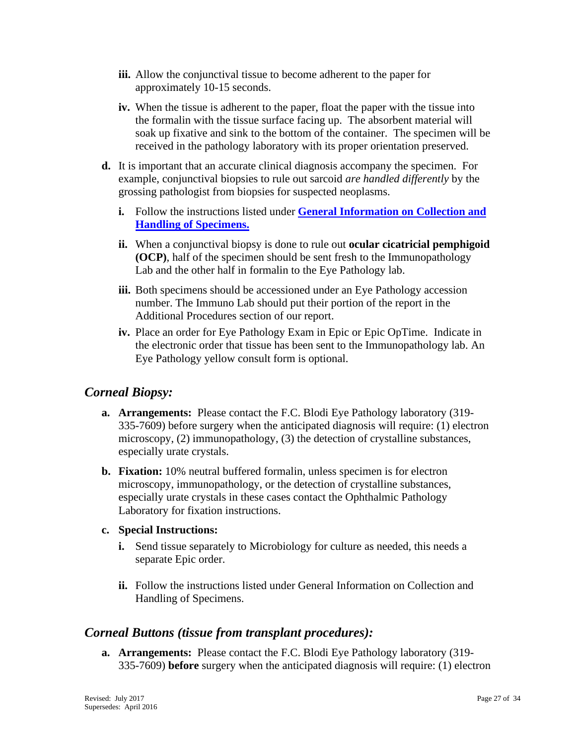iii. Allow the conjunctival tissue to become adherent to the paper for approximately 10-15 seconds.

iv. When the tissue is adherent to the paper, float the paper with the tissue into the formalin with the tissue surface facing up. The absorbent material will soak up fixative and sink to the bottom of the container. The specimen will be received in the pathology laboratory with its proper orientation preserved.

**d.** It is important that an accurate clinical diagnosis accompany the specimen. For example, conjunctival biopsies to rule out sarcoid *are handled differently* by the grossing pathologist from biopsies for suspected neoplasms.

**i.** Follow the instructions listed under **General Information on Collection and Handling of Specimens.**

**ii.** When a conjunctival biopsy is done to rule out **ocular cicatricial pemphigoid (OCP)**, half of the specimen should be sent fresh to the Immunopathology Lab and the other half in formalin to the Eye Pathology lab.

**iii.** Both specimens should be accessioned under an Eye Pathology accession number. The Immuno Lab should put their portion of the report in the Additional Procedures section of our report.

**iv.** Place an order for Eye Pathology Exam in Epic or Epic OpTime. Indicate in the electronic order that tissue has been sent to the Immunopathology lab. An Eye Pathology yellow consult form is optional.

## *Corneal Biopsy:*

**a. Arrangements:** Please contact the F.C. Blodi Eye Pathology laboratory (319-335-7609) before surgery when the anticipated diagnosis will require: (1) electron microscopy, (2) immunopathology, (3) the detection of crystalline substances, especially urate crystals.

**b. Fixation:** 10% neutral buffered formalin, unless specimen is for electron microscopy, immunopathology, or the detection of crystalline substances, especially urate crystals in these cases contact the Ophthalmic Pathology Laboratory for fixation instructions.

**c. Special Instructions:**

**i.** Send tissue separately to Microbiology for culture as needed, this needs a separate Epic order.

**ii.** Follow the instructions listed under General Information on Collection and Handling of Specimens.

## *Corneal Buttons (tissue from transplant procedures):*

**a. Arrangements:** Please contact the F.C. Blodi Eye Pathology laboratory (319-335-7609) **before** surgery when the anticipated diagnosis will require: (1) electron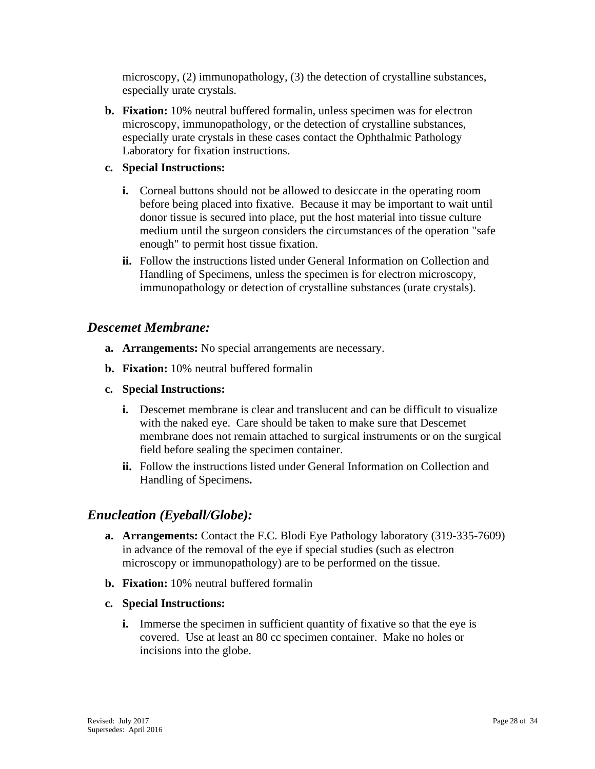microscopy, (2) immunopathology, (3) the detection of crystalline substances, especially urate crystals.

b. **Fixation:** 10% neutral buffered formalin, unless specimen was for electron microscopy, immunopathology, or the detection of crystalline substances, especially urate crystals in these cases contact the Ophthalmic Pathology Laboratory for fixation instructions.

c. **Special Instructions:**

   i. Corneal buttons should not be allowed to desiccate in the operating room before being placed into fixative. Because it may be important to wait until donor tissue is secured into place, put the host material into tissue culture medium until the surgeon considers the circumstances of the operation "safe enough" to permit host tissue fixation.

   ii. Follow the instructions listed under General Information on Collection and Handling of Specimens, unless the specimen is for electron microscopy, immunopathology or detection of crystalline substances (urate crystals).

## *Descemet Membrane:*

a. **Arrangements:** No special arrangements are necessary.

b. **Fixation:** 10% neutral buffered formalin

c. **Special Instructions:**

   i. Descemet membrane is clear and translucent and can be difficult to visualize with the naked eye. Care should be taken to make sure that Descemet membrane does not remain attached to surgical instruments or on the surgical field before sealing the specimen container.

   ii. Follow the instructions listed under General Information on Collection and Handling of Specimens**.**

## *Enucleation (Eyeball/Globe):*

a. **Arrangements:** Contact the F.C. Blodi Eye Pathology laboratory (319-335-7609) in advance of the removal of the eye if special studies (such as electron microscopy or immunopathology) are to be performed on the tissue.

b. **Fixation:** 10% neutral buffered formalin

c. **Special Instructions:**

   i. Immerse the specimen in sufficient quantity of fixative so that the eye is covered. Use at least an 80 cc specimen container. Make no holes or incisions into the globe.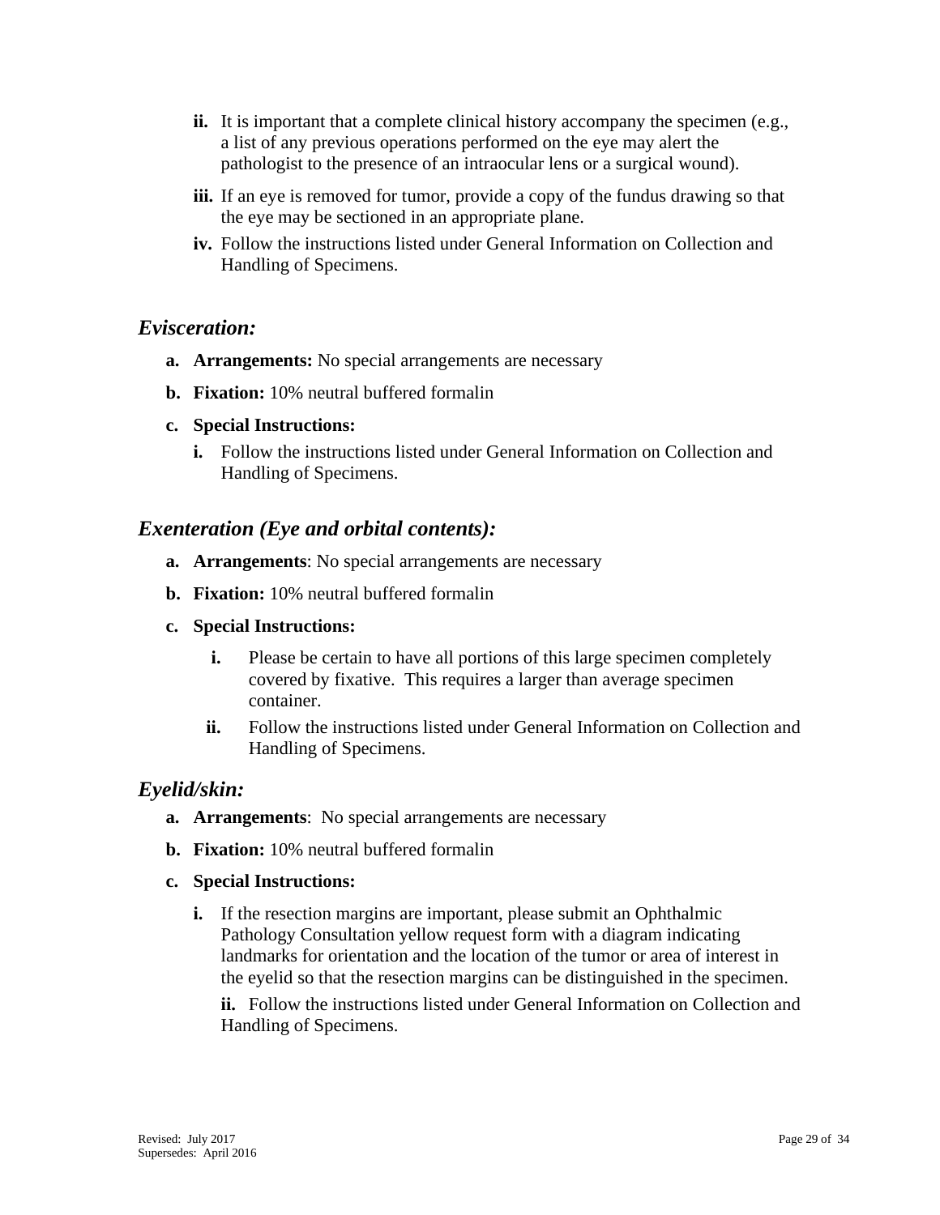ii. It is important that a complete clinical history accompany the specimen (e.g., a list of any previous operations performed on the eye may alert the pathologist to the presence of an intraocular lens or a surgical wound).

iii. If an eye is removed for tumor, provide a copy of the fundus drawing so that the eye may be sectioned in an appropriate plane.

iv. Follow the instructions listed under General Information on Collection and Handling of Specimens.

## *Evisceration:*

**a. Arrangements:** No special arrangements are necessary

**b. Fixation:** 10% neutral buffered formalin

**c. Special Instructions:**

i. Follow the instructions listed under General Information on Collection and Handling of Specimens.

## *Exenteration (Eye and orbital contents):*

**a. Arrangements**: No special arrangements are necessary

**b. Fixation:** 10% neutral buffered formalin

**c. Special Instructions:**

i. Please be certain to have all portions of this large specimen completely covered by fixative. This requires a larger than average specimen container.

ii. Follow the instructions listed under General Information on Collection and Handling of Specimens.

## *Eyelid/skin:*

**a. Arrangements**: No special arrangements are necessary

**b. Fixation:** 10% neutral buffered formalin

**c. Special Instructions:**

i. If the resection margins are important, please submit an Ophthalmic Pathology Consultation yellow request form with a diagram indicating landmarks for orientation and the location of the tumor or area of interest in the eyelid so that the resection margins can be distinguished in the specimen.

ii. Follow the instructions listed under General Information on Collection and Handling of Specimens.

Revised: July 2017
Supersedes: April 2016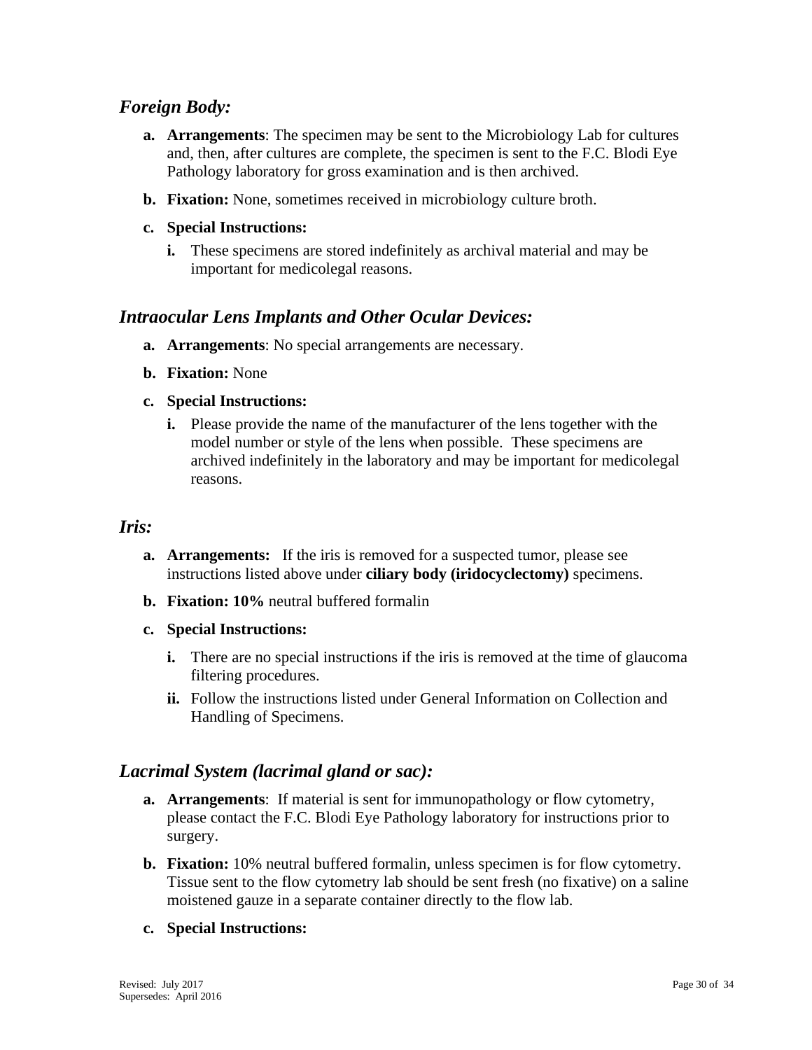### *Foreign Body:*

a. **Arrangements**: The specimen may be sent to the Microbiology Lab for cultures and, then, after cultures are complete, the specimen is sent to the F.C. Blodi Eye Pathology laboratory for gross examination and is then archived.

b. **Fixation:** None, sometimes received in microbiology culture broth.

c. **Special Instructions:**

   i. These specimens are stored indefinitely as archival material and may be important for medicolegal reasons.

### *Intraocular Lens Implants and Other Ocular Devices:*

a. **Arrangements**: No special arrangements are necessary.

b. **Fixation:** None

c. **Special Instructions:**

   i. Please provide the name of the manufacturer of the lens together with the model number or style of the lens when possible. These specimens are archived indefinitely in the laboratory and may be important for medicolegal reasons.

### *Iris:*

a. **Arrangements:** If the iris is removed for a suspected tumor, please see instructions listed above under **ciliary body (iridocyclectomy)** specimens.

b. **Fixation: 10%** neutral buffered formalin

c. **Special Instructions:**

   i. There are no special instructions if the iris is removed at the time of glaucoma filtering procedures.

   ii. Follow the instructions listed under General Information on Collection and Handling of Specimens.

### *Lacrimal System (lacrimal gland or sac):*

a. **Arrangements**: If material is sent for immunopathology or flow cytometry, please contact the F.C. Blodi Eye Pathology laboratory for instructions prior to surgery.

b. **Fixation:** 10% neutral buffered formalin, unless specimen is for flow cytometry. Tissue sent to the flow cytometry lab should be sent fresh (no fixative) on a saline moistened gauze in a separate container directly to the flow lab.

c. **Special Instructions:**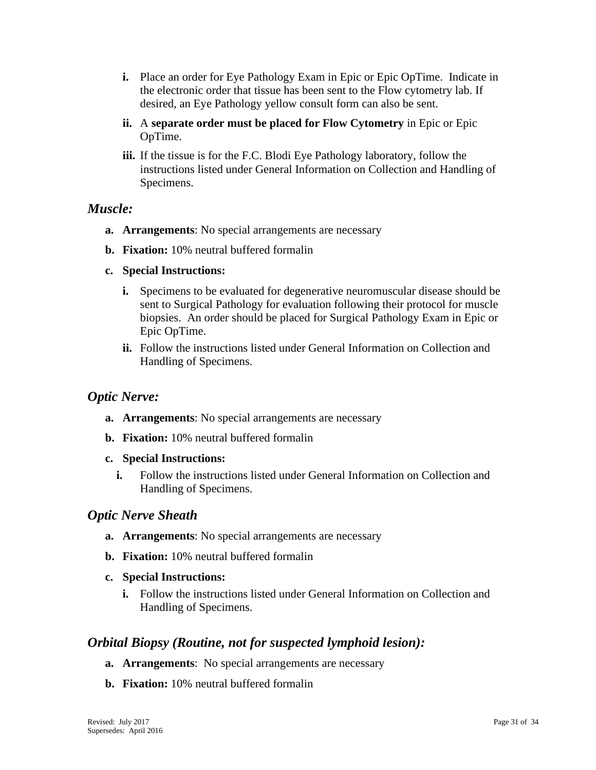i. Place an order for Eye Pathology Exam in Epic or Epic OpTime. Indicate in the electronic order that tissue has been sent to the Flow cytometry lab. If desired, an Eye Pathology yellow consult form can also be sent.

ii. A **separate order must be placed for Flow Cytometry** in Epic or Epic OpTime.

iii. If the tissue is for the F.C. Blodi Eye Pathology laboratory, follow the instructions listed under General Information on Collection and Handling of Specimens.

## *Muscle:*

a. **Arrangements**: No special arrangements are necessary

b. **Fixation:** 10% neutral buffered formalin

c. **Special Instructions:**

   i. Specimens to be evaluated for degenerative neuromuscular disease should be sent to Surgical Pathology for evaluation following their protocol for muscle biopsies. An order should be placed for Surgical Pathology Exam in Epic or Epic OpTime.

   ii. Follow the instructions listed under General Information on Collection and Handling of Specimens.

## *Optic Nerve:*

a. **Arrangements**: No special arrangements are necessary

b. **Fixation:** 10% neutral buffered formalin

c. **Special Instructions:**

   i. Follow the instructions listed under General Information on Collection and Handling of Specimens.

## *Optic Nerve Sheath*

a. **Arrangements**: No special arrangements are necessary

b. **Fixation:** 10% neutral buffered formalin

c. **Special Instructions:**

   i. Follow the instructions listed under General Information on Collection and Handling of Specimens.

## *Orbital Biopsy (Routine, not for suspected lymphoid lesion):*

a. **Arrangements**: No special arrangements are necessary

b. **Fixation:** 10% neutral buffered formalin

Revised: July 2017
Supersedes: April 2016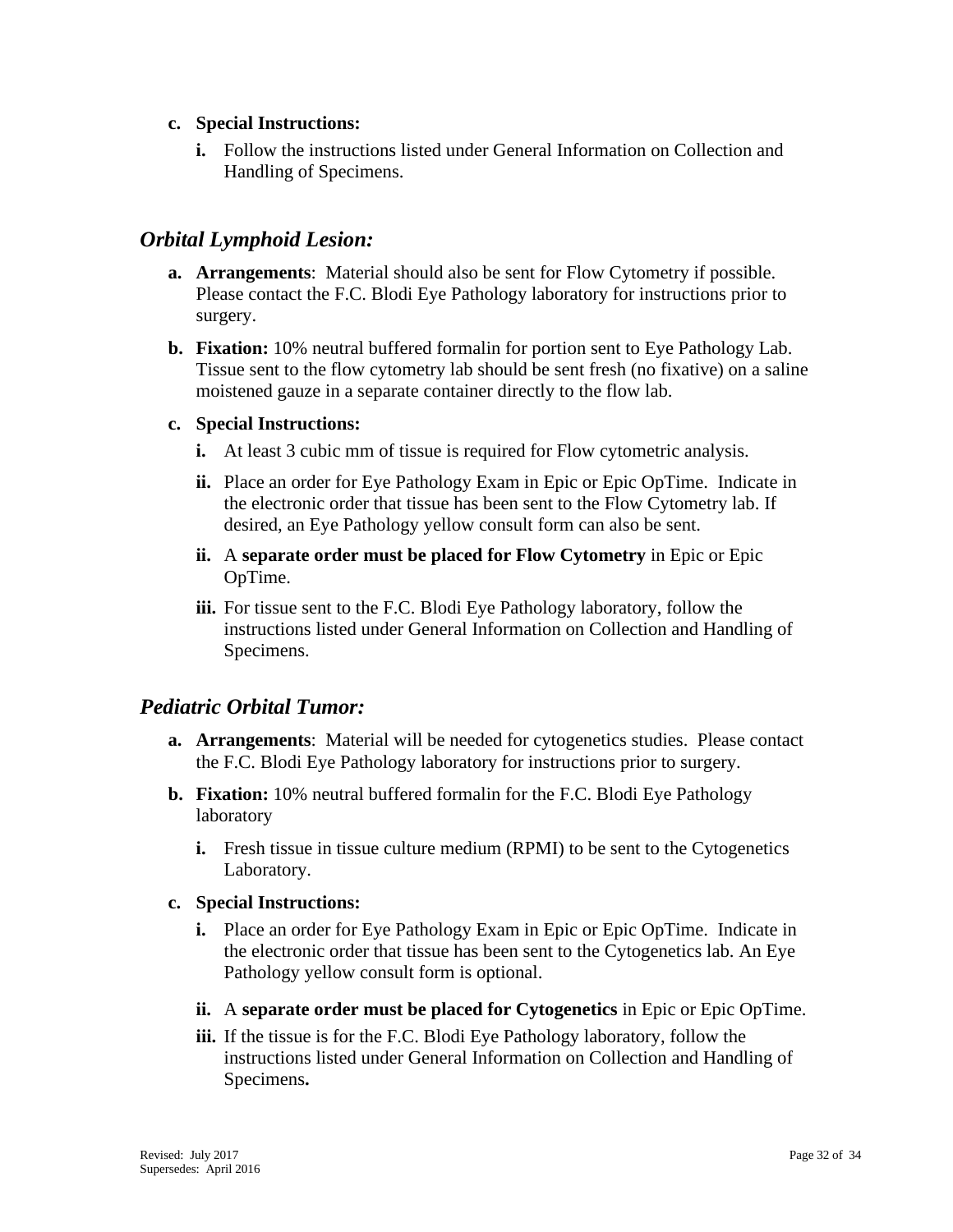c. **Special Instructions:**

    i. Follow the instructions listed under General Information on Collection and Handling of Specimens.

## *Orbital Lymphoid Lesion:*

a. **Arrangements**: Material should also be sent for Flow Cytometry if possible. Please contact the F.C. Blodi Eye Pathology laboratory for instructions prior to surgery.

b. **Fixation:** 10% neutral buffered formalin for portion sent to Eye Pathology Lab. Tissue sent to the flow cytometry lab should be sent fresh (no fixative) on a saline moistened gauze in a separate container directly to the flow lab.

c. **Special Instructions:**

    i. At least 3 cubic mm of tissue is required for Flow cytometric analysis.

    ii. Place an order for Eye Pathology Exam in Epic or Epic OpTime. Indicate in the electronic order that tissue has been sent to the Flow Cytometry lab. If desired, an Eye Pathology yellow consult form can also be sent.

    ii. A **separate order must be placed for Flow Cytometry** in Epic or Epic OpTime.

    iii. For tissue sent to the F.C. Blodi Eye Pathology laboratory, follow the instructions listed under General Information on Collection and Handling of Specimens.

## *Pediatric Orbital Tumor:*

a. **Arrangements**: Material will be needed for cytogenetics studies. Please contact the F.C. Blodi Eye Pathology laboratory for instructions prior to surgery.

b. **Fixation:** 10% neutral buffered formalin for the F.C. Blodi Eye Pathology laboratory

    i. Fresh tissue in tissue culture medium (RPMI) to be sent to the Cytogenetics Laboratory.

c. **Special Instructions:**

    i. Place an order for Eye Pathology Exam in Epic or Epic OpTime. Indicate in the electronic order that tissue has been sent to the Cytogenetics lab. An Eye Pathology yellow consult form is optional.

    ii. A **separate order must be placed for Cytogenetics** in Epic or Epic OpTime.

    iii. If the tissue is for the F.C. Blodi Eye Pathology laboratory, follow the instructions listed under General Information on Collection and Handling of Specimens**.**

Revised: July 2017
Supersedes: April 2016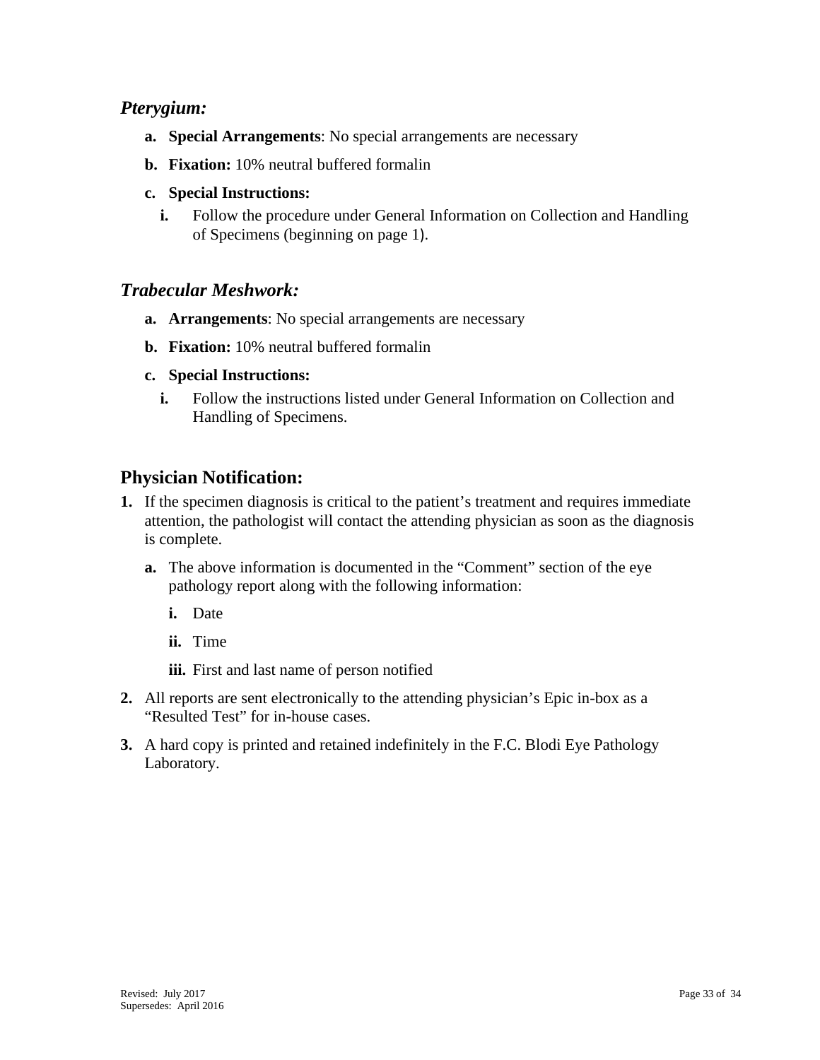### *Pterygium:*

a. **Special Arrangements**: No special arrangements are necessary

b. **Fixation:** 10% neutral buffered formalin

c. **Special Instructions:**

   i. Follow the procedure under General Information on Collection and Handling of Specimens (beginning on page 1).

### *Trabecular Meshwork:*

a. **Arrangements**: No special arrangements are necessary

b. **Fixation:** 10% neutral buffered formalin

c. **Special Instructions:**

   i. Follow the instructions listed under General Information on Collection and Handling of Specimens.

## Physician Notification:

1. If the specimen diagnosis is critical to the patient's treatment and requires immediate attention, the pathologist will contact the attending physician as soon as the diagnosis is complete.

   a. The above information is documented in the "Comment" section of the eye pathology report along with the following information:

      i. Date

      ii. Time

      iii. First and last name of person notified

2. All reports are sent electronically to the attending physician's Epic in-box as a "Resulted Test" for in-house cases.

3. A hard copy is printed and retained indefinitely in the F.C. Blodi Eye Pathology Laboratory.

Revised: July 2017
Supersedes: April 2016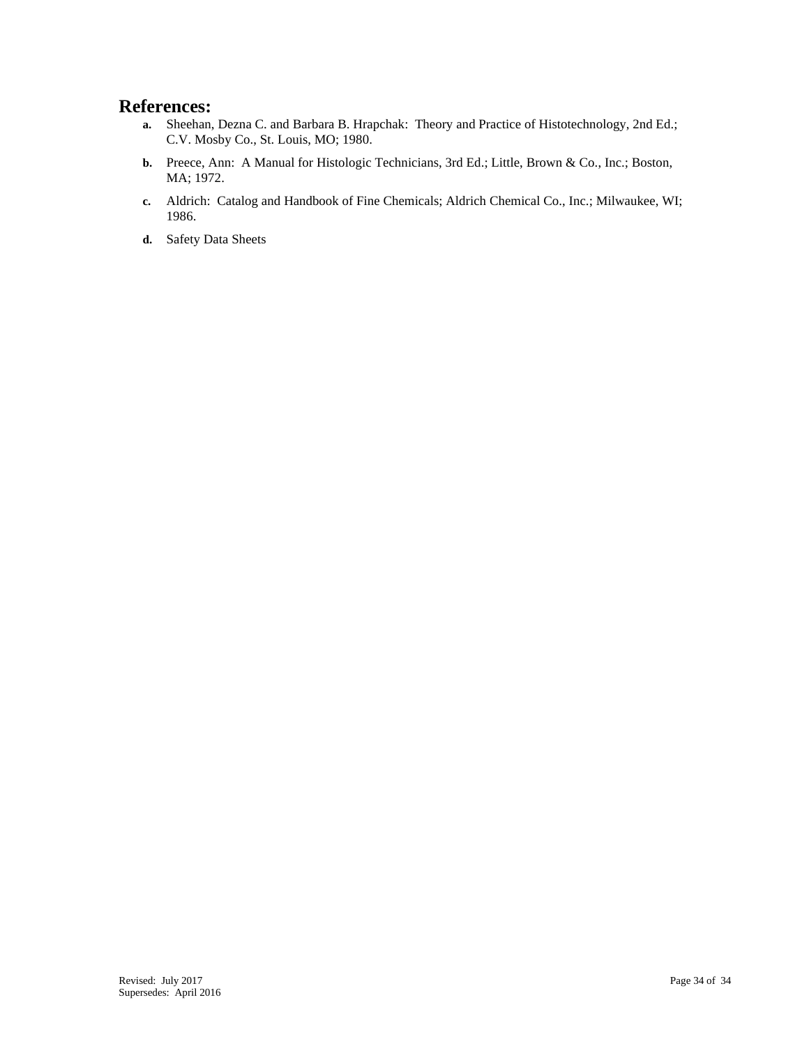## References:

- **a.** Sheehan, Dezna C. and Barbara B. Hrapchak: Theory and Practice of Histotechnology, 2nd Ed.; C.V. Mosby Co., St. Louis, MO; 1980.
- **b.** Preece, Ann: A Manual for Histologic Technicians, 3rd Ed.; Little, Brown & Co., Inc.; Boston, MA; 1972.
- **c.** Aldrich: Catalog and Handbook of Fine Chemicals; Aldrich Chemical Co., Inc.; Milwaukee, WI; 1986.
- **d.** Safety Data Sheets